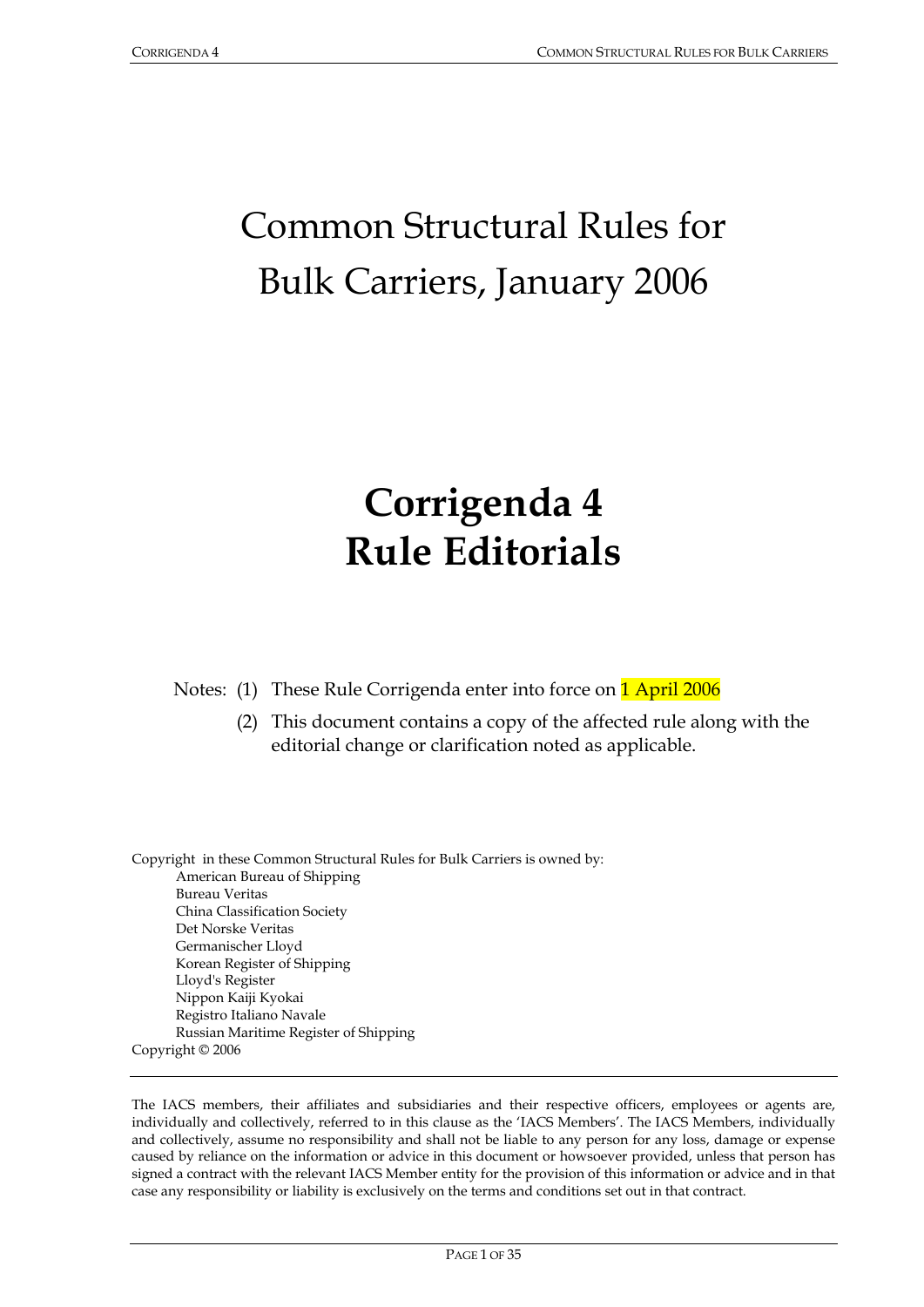# Common Structural Rules for Bulk Carriers, January 2006

# Corrigenda 4
# Rule Editorials

Notes: (1) These Rule Corrigenda enter into force on 1 April 2006

(2) This document contains a copy of the affected rule along with the editorial change or clarification noted as applicable.

Copyright in these Common Structural Rules for Bulk Carriers is owned by:

American Bureau of Shipping
Bureau Veritas
China Classification Society
Det Norske Veritas
Germanischer Lloyd
Korean Register of Shipping
Lloyd's Register
Nippon Kaiji Kyokai
Registro Italiano Navale
Russian Maritime Register of Shipping

Copyright © 2006

---

The IACS members, their affiliates and subsidiaries and their respective officers, employees or agents are, individually and collectively, referred to in this clause as the 'IACS Members'. The IACS Members, individually and collectively, assume no responsibility and shall not be liable to any person for any loss, damage or expense caused by reliance on the information or advice in this document or howsoever provided, unless that person has signed a contract with the relevant IACS Member entity for the provision of this information or advice and in that case any responsibility or liability is exclusively on the terms and conditions set out in that contract.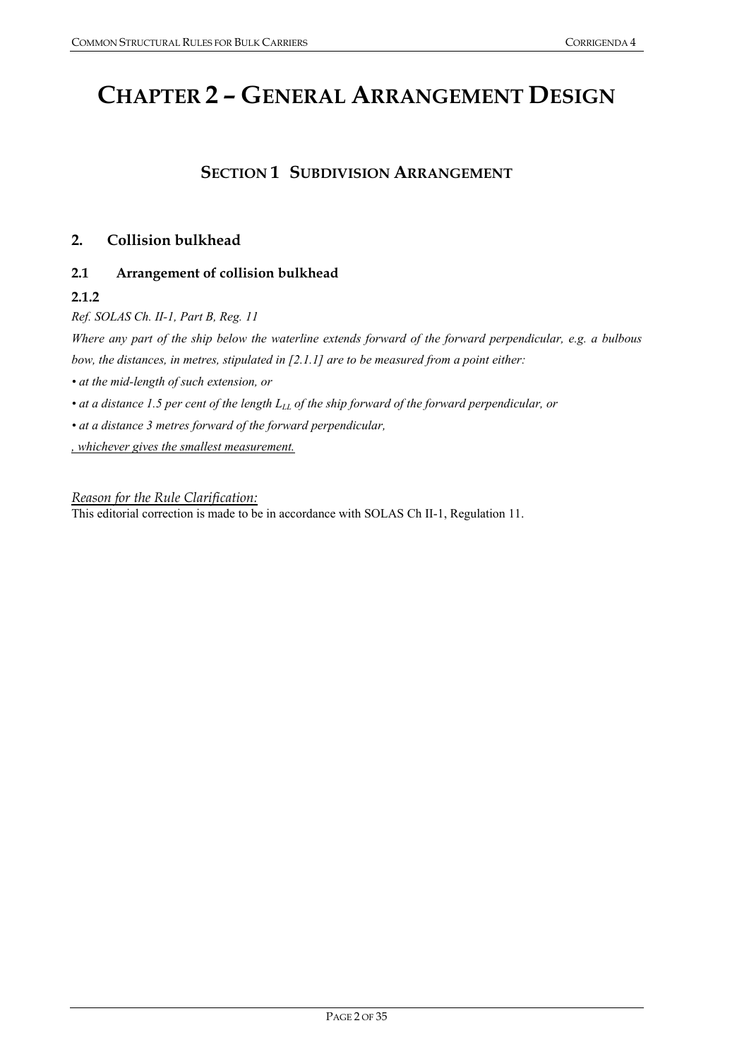# CHAPTER 2 – GENERAL ARRANGEMENT DESIGN

## SECTION 1 SUBDIVISION ARRANGEMENT

### 2. Collision bulkhead

#### 2.1 Arrangement of collision bulkhead

**2.1.2**

*Ref. SOLAS Ch. II-1, Part B, Reg. 11*

*Where any part of the ship below the waterline extends forward of the forward perpendicular, e.g. a bulbous bow, the distances, in metres, stipulated in [2.1.1] are to be measured from a point either:*

- *at the mid-length of such extension, or*
- *at a distance 1.5 per cent of the length $L_{LL}$ of the ship forward of the forward perpendicular, or*
- *at a distance 3 metres forward of the forward perpendicular,*

<u>*, whichever gives the smallest measurement.*</u>

<u>*Reason for the Rule Clarification:*</u>

This editorial correction is made to be in accordance with SOLAS Ch II-1, Regulation 11.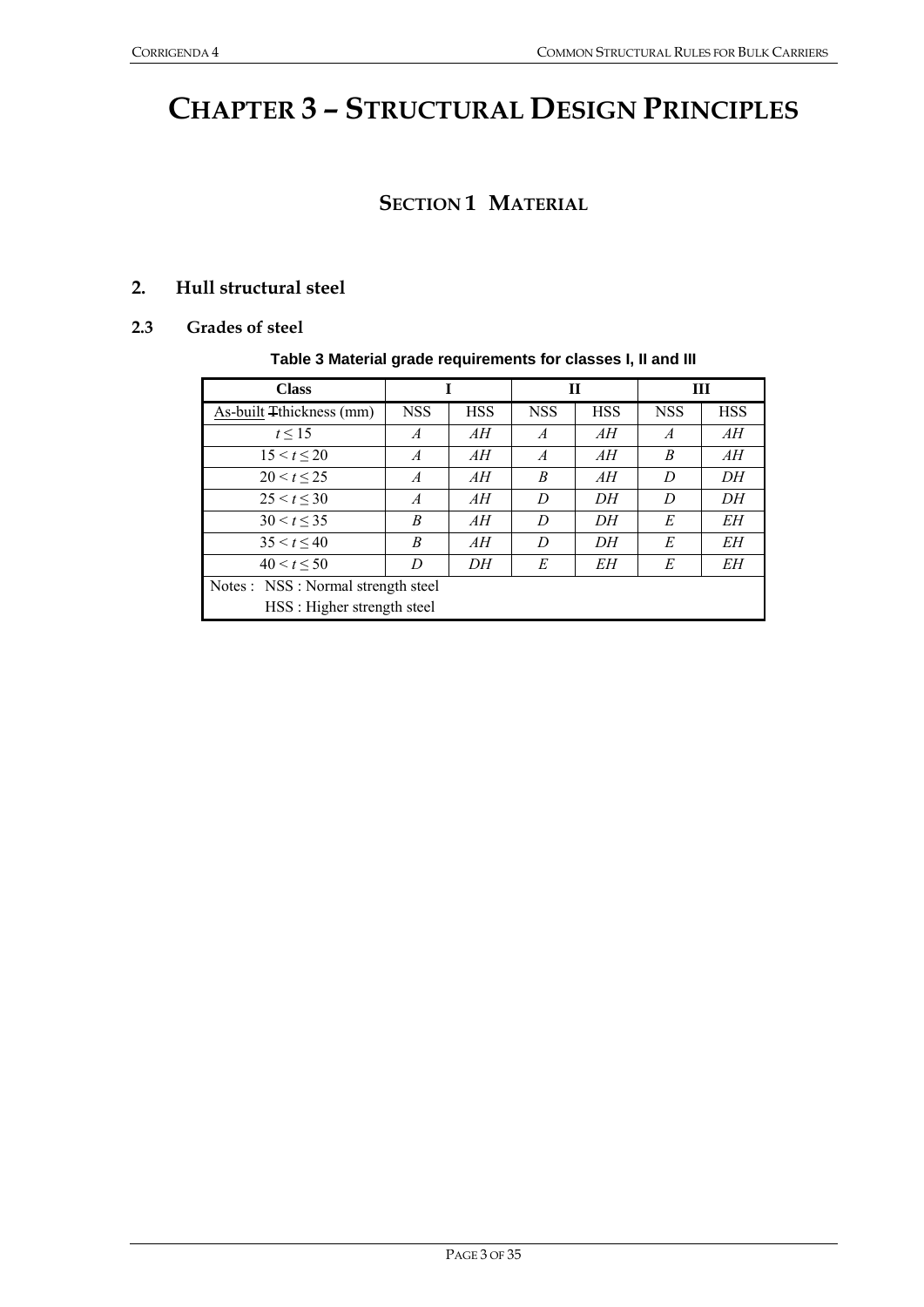# CHAPTER 3 – STRUCTURAL DESIGN PRINCIPLES

## SECTION 1 MATERIAL

### 2. Hull structural steel

#### 2.3 Grades of steel

**Table 3 Material grade requirements for classes I, II and III**

| Class | I | | II | | III | |
|---|---|---|---|---|---|---|
| As-built ~~T~~thickness (mm) | NSS | HSS | NSS | HSS | NSS | HSS |
| $t \leq 15$ | *A* | *AH* | *A* | *AH* | *A* | *AH* |
| $15 < t \leq 20$ | *A* | *AH* | *A* | *AH* | *B* | *AH* |
| $20 < t \leq 25$ | *A* | *AH* | *B* | *AH* | *D* | *DH* |
| $25 < t \leq 30$ | *A* | *AH* | *D* | *DH* | *D* | *DH* |
| $30 < t \leq 35$ | *B* | *AH* | *D* | *DH* | *E* | *EH* |
| $35 < t \leq 40$ | *B* | *AH* | *D* | *DH* | *E* | *EH* |
| $40 < t \leq 50$ | *D* | *DH* | *E* | *EH* | *E* | *EH* |

Notes : NSS : Normal strength steel
HSS : Higher strength steel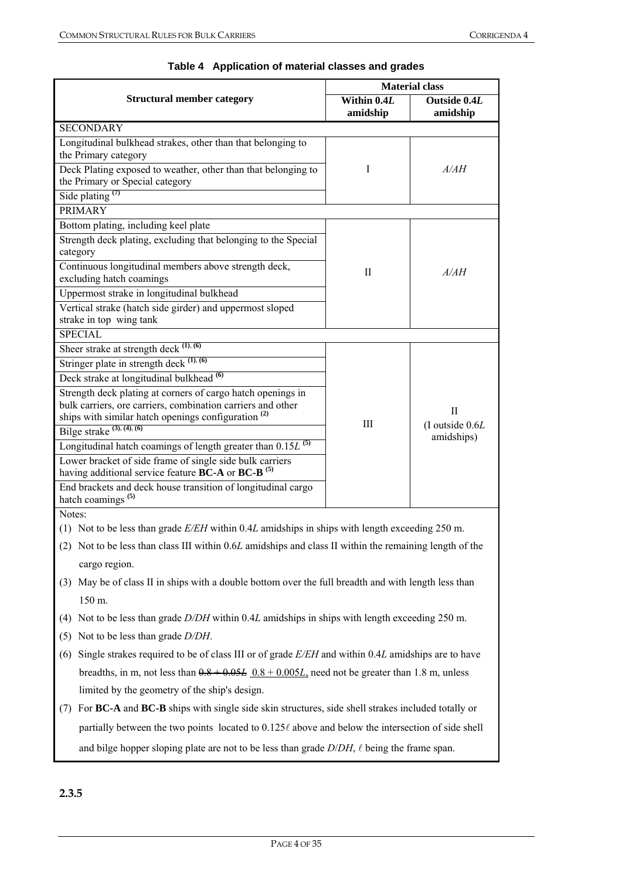**Table 4 Application of material classes and grades**

| Structural member category | Material class | |
|---|---|---|
| | Within 0.4*L* amidship | Outside 0.4*L* amidship |
| SECONDARY | | |
| Longitudinal bulkhead strakes, other than that belonging to the Primary category | I | *A/AH* |
| Deck Plating exposed to weather, other than that belonging to the Primary or Special category | | |
| Side plating [7] | | |
| PRIMARY | | |
| Bottom plating, including keel plate | II | *A/AH* |
| Strength deck plating, excluding that belonging to the Special category | | |
| Continuous longitudinal members above strength deck, excluding hatch coamings | | |
| Uppermost strake in longitudinal bulkhead | | |
| Vertical strake (hatch side girder) and uppermost sloped strake in top wing tank | | |
| SPECIAL | | |
| Sheer strake at strength deck [(1), (6)] | III | II (I outside 0.6*L* amidships) |
| Stringer plate in strength deck [(1), (6)] | | |
| Deck strake at longitudinal bulkhead [(6)] | | |
| Strength deck plating at corners of cargo hatch openings in bulk carriers, ore carriers, combination carriers and other ships with similar hatch openings configuration [(2)] | | |
| Bilge strake [(3), (4), (6)] | | |
| Longitudinal hatch coamings of length greater than 0.15*L* [(5)] | | |
| Lower bracket of side frame of single side bulk carriers having additional service feature **BC-A** or **BC-B** [(5)] | | |
| End brackets and deck house transition of longitudinal cargo hatch coamings [(5)] | | |

Notes:

(1) Not to be less than grade *E/EH* within 0.4*L* amidships in ships with length exceeding 250 m.

(2) Not to be less than class III within 0.6*L* amidships and class II within the remaining length of the cargo region.

(3) May be of class II in ships with a double bottom over the full breadth and with length less than 150 m.

(4) Not to be less than grade *D/DH* within 0.4*L* amidships in ships with length exceeding 250 m.

(5) Not to be less than grade *D/DH*.

(6) Single strakes required to be of class III or of grade *E/EH* and within 0.4*L* amidships are to have breadths, in m, not less than ~~0.8 + 0.05*L*~~ 0.8 + 0.005*L*, need not be greater than 1.8 m, unless limited by the geometry of the ship's design.

(7) For **BC-A** and **BC-B** ships with single side skin structures, side shell strakes included totally or partially between the two points located to $0.125\ell$ above and below the intersection of side shell and bilge hopper sloping plate are not to be less than grade *D*/*DH*, $\ell$ being the frame span.

**2.3.5**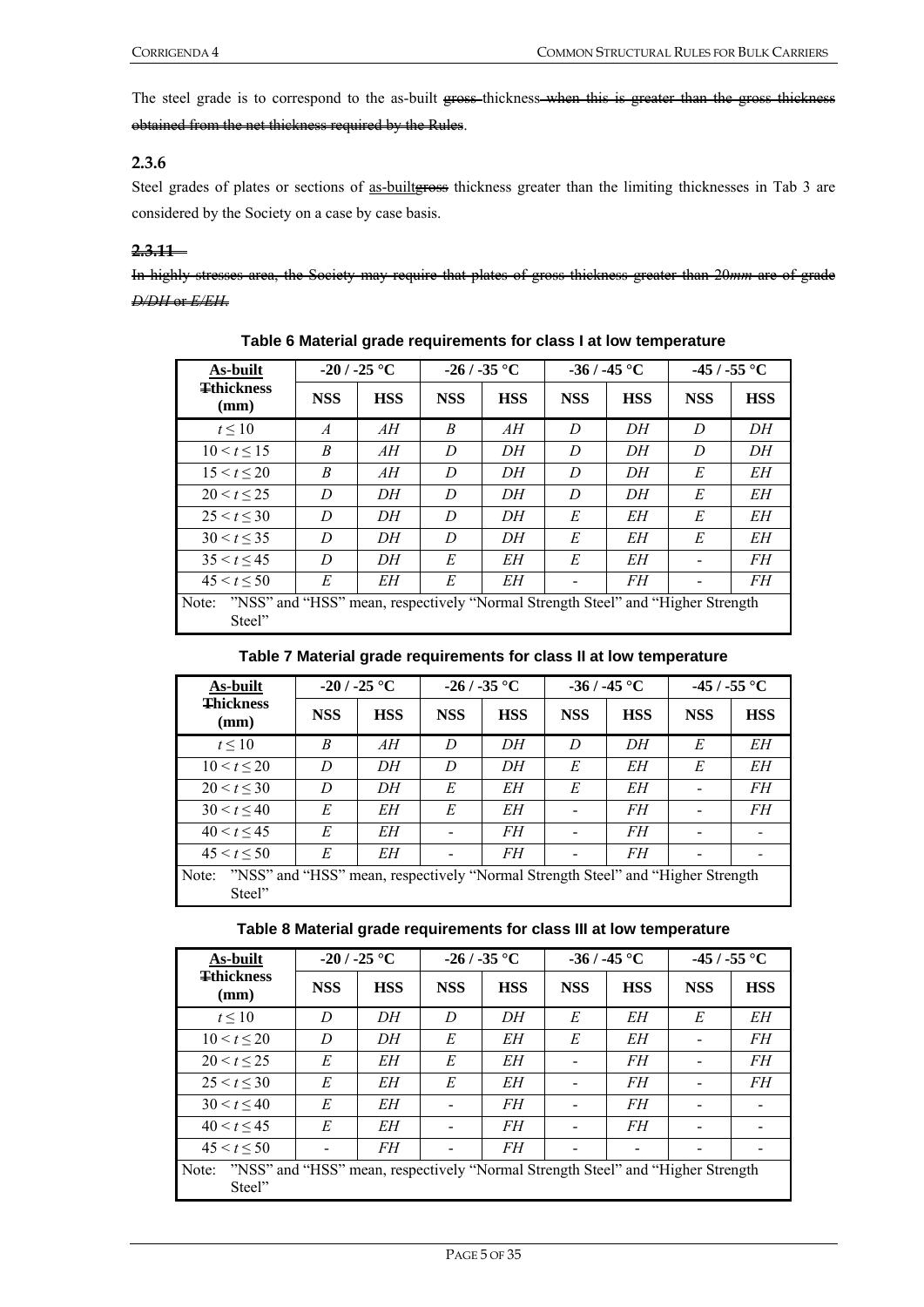The steel grade is to correspond to the as-built ~~gross~~ thickness ~~when this is greater than the gross thickness obtained from the net thickness required by the Rules~~.

### 2.3.6

Steel grades of plates or sections of as-built~~gross~~ thickness greater than the limiting thicknesses in Tab 3 are considered by the Society on a case by case basis.

### ~~2.3.11~~

~~In highly stresses area, the Society may require that plates of gross thickness greater than 20*mm* are of grade *D/DH* or *E/EH*.~~

**Table 6 Material grade requirements for class I at low temperature**

| As-built ~~T~~thickness (mm) | -20 / -25 °C | | -26 / -35 °C | | -36 / -45 °C | | -45 / -55 °C | |
|---|---|---|---|---|---|---|---|---|
| | NSS | HSS | NSS | HSS | NSS | HSS | NSS | HSS |
| $t \le 10$ | *A* | *AH* | *B* | *AH* | *D* | *DH* | *D* | *DH* |
| $10 < t \le 15$ | *B* | *AH* | *D* | *DH* | *D* | *DH* | *D* | *DH* |
| $15 < t \le 20$ | *B* | *AH* | *D* | *DH* | *D* | *DH* | *E* | *EH* |
| $20 < t \le 25$ | *D* | *DH* | *D* | *DH* | *D* | *DH* | *E* | *EH* |
| $25 < t \le 30$ | *D* | *DH* | *D* | *DH* | *E* | *EH* | *E* | *EH* |
| $30 < t \le 35$ | *D* | *DH* | *D* | *DH* | *E* | *EH* | *E* | *EH* |
| $35 < t \le 45$ | *D* | *DH* | *E* | *EH* | *E* | *EH* | - | *FH* |
| $45 < t \le 50$ | *E* | *EH* | *E* | *EH* | - | *FH* | - | *FH* |

Note: "NSS" and "HSS" mean, respectively "Normal Strength Steel" and "Higher Strength Steel"

**Table 7 Material grade requirements for class II at low temperature**

| As-built ~~T~~hickness (mm) | -20 / -25 °C | | -26 / -35 °C | | -36 / -45 °C | | -45 / -55 °C | |
|---|---|---|---|---|---|---|---|---|
| | NSS | HSS | NSS | HSS | NSS | HSS | NSS | HSS |
| $t \le 10$ | *B* | *AH* | *D* | *DH* | *D* | *DH* | *E* | *EH* |
| $10 < t \le 20$ | *D* | *DH* | *D* | *DH* | *E* | *EH* | *E* | *EH* |
| $20 < t \le 30$ | *D* | *DH* | *E* | *EH* | *E* | *EH* | - | *FH* |
| $30 < t \le 40$ | *E* | *EH* | *E* | *EH* | - | *FH* | - | *FH* |
| $40 < t \le 45$ | *E* | *EH* | - | *FH* | - | *FH* | - | - |
| $45 < t \le 50$ | *E* | *EH* | - | *FH* | - | *FH* | - | - |

Note: "NSS" and "HSS" mean, respectively "Normal Strength Steel" and "Higher Strength Steel"

**Table 8 Material grade requirements for class III at low temperature**

| As-built ~~T~~thickness (mm) | -20 / -25 °C | | -26 / -35 °C | | -36 / -45 °C | | -45 / -55 °C | |
|---|---|---|---|---|---|---|---|---|
| | NSS | HSS | NSS | HSS | NSS | HSS | NSS | HSS |
| $t \le 10$ | *D* | *DH* | *D* | *DH* | *E* | *EH* | *E* | *EH* |
| $10 < t \le 20$ | *D* | *DH* | *E* | *EH* | *E* | *EH* | - | *FH* |
| $20 < t \le 25$ | *E* | *EH* | *E* | *EH* | - | *FH* | - | *FH* |
| $25 < t \le 30$ | *E* | *EH* | *E* | *EH* | - | *FH* | - | *FH* |
| $30 < t \le 40$ | *E* | *EH* | - | *FH* | - | *FH* | - | - |
| $40 < t \le 45$ | *E* | *EH* | - | *FH* | - | *FH* | - | - |
| $45 < t \le 50$ | - | *FH* | - | *FH* | - | - | - | - |

Note: "NSS" and "HSS" mean, respectively "Normal Strength Steel" and "Higher Strength Steel"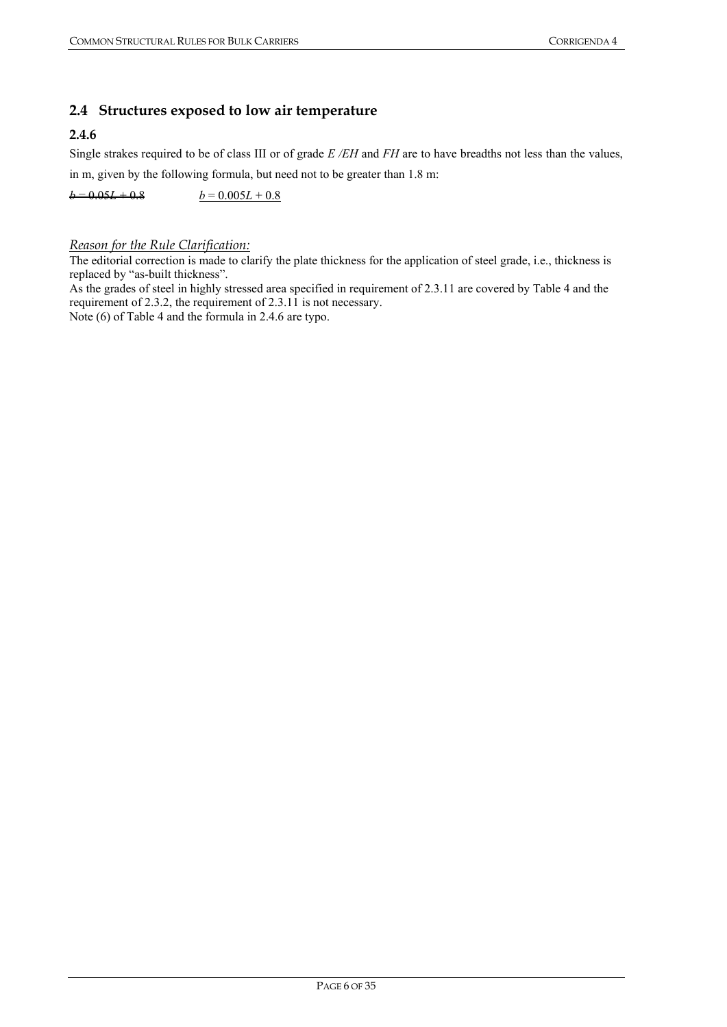## 2.4 Structures exposed to low air temperature

### 2.4.6

Single strakes required to be of class III or of grade *E /EH* and *FH* are to have breadths not less than the values, in m, given by the following formula, but need not to be greater than 1.8 m:

~~$b = 0.05L + 0.8$~~ <u>$b = 0.005L + 0.8$</u>

*<u>Reason for the Rule Clarification:</u>*

The editorial correction is made to clarify the plate thickness for the application of steel grade, i.e., thickness is replaced by "as-built thickness".

As the grades of steel in highly stressed area specified in requirement of 2.3.11 are covered by Table 4 and the requirement of 2.3.2, the requirement of 2.3.11 is not necessary.

Note (6) of Table 4 and the formula in 2.4.6 are typo.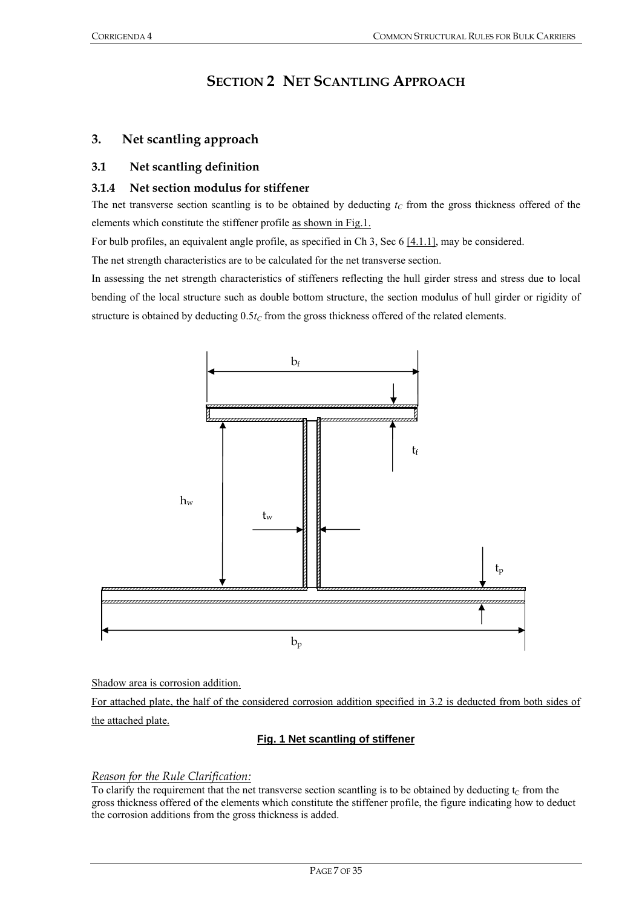# SECTION 2 NET SCANTLING APPROACH

## 3. Net scantling approach

### 3.1 Net scantling definition

#### 3.1.4 Net section modulus for stiffener

The net transverse section scantling is to be obtained by deducting $t_C$ from the gross thickness offered of the elements which constitute the stiffener profile as shown in Fig.1.

For bulb profiles, an equivalent angle profile, as specified in Ch 3, Sec 6 [4.1.1], may be considered.

The net strength characteristics are to be calculated for the net transverse section.

In assessing the net strength characteristics of stiffeners reflecting the hull girder stress and stress due to local bending of the local structure such as double bottom structure, the section modulus of hull girder or rigidity of structure is obtained by deducting $0.5t_C$ from the gross thickness offered of the related elements.

$b_f$

$t_f$

$h_w$

$t_w$

$t_p$

$b_p$

Shadow area is corrosion addition.

For attached plate, the half of the considered corrosion addition specified in 3.2 is deducted from both sides of the attached plate.

**Fig. 1 Net scantling of stiffener**

*Reason for the Rule Clarification:*

To clarify the requirement that the net transverse section scantling is to be obtained by deducting $t_C$ from the gross thickness offered of the elements which constitute the stiffener profile, the figure indicating how to deduct the corrosion additions from the gross thickness is added.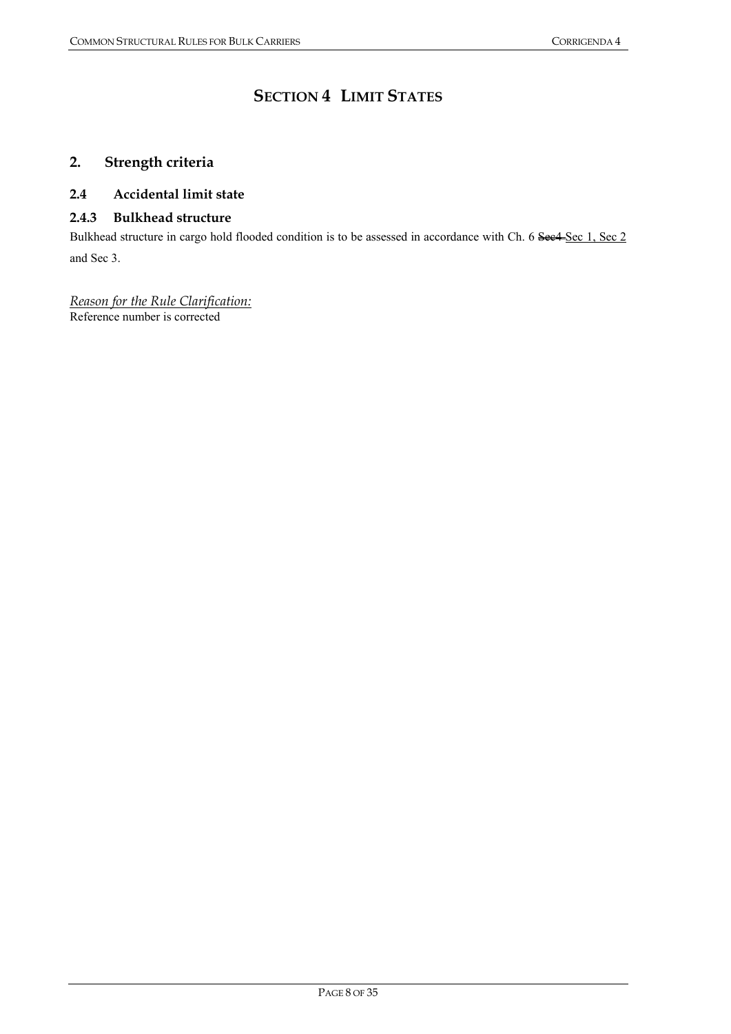# SECTION 4 LIMIT STATES

## 2. Strength criteria

### 2.4 Accidental limit state

#### 2.4.3 Bulkhead structure

Bulkhead structure in cargo hold flooded condition is to be assessed in accordance with Ch. 6 ~~Sec4~~ <u>Sec 1, Sec 2</u> and Sec 3.

<u>*Reason for the Rule Clarification:*</u>
Reference number is corrected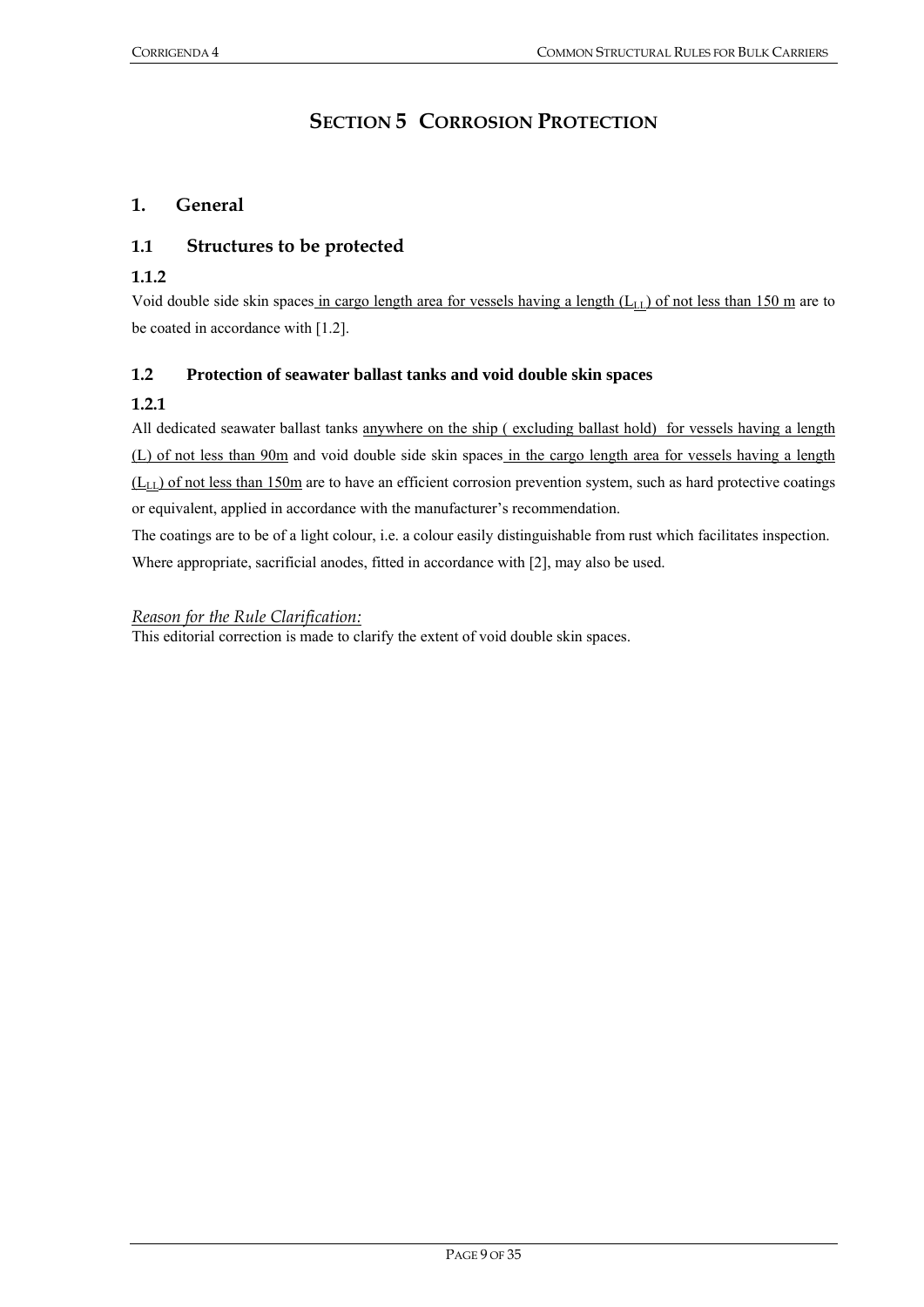# SECTION 5 CORROSION PROTECTION

## 1. General

### 1.1 Structures to be protected

#### 1.1.2

Void double side skin spaces in cargo length area for vessels having a length ($L_{LL}$) of not less than 150 m are to be coated in accordance with [1.2].

### 1.2 Protection of seawater ballast tanks and void double skin spaces

#### 1.2.1

All dedicated seawater ballast tanks anywhere on the ship ( excluding ballast hold) for vessels having a length (L) of not less than 90m and void double side skin spaces in the cargo length area for vessels having a length ($L_{LL}$) of not less than 150m are to have an efficient corrosion prevention system, such as hard protective coatings or equivalent, applied in accordance with the manufacturer's recommendation.

The coatings are to be of a light colour, i.e. a colour easily distinguishable from rust which facilitates inspection.

Where appropriate, sacrificial anodes, fitted in accordance with [2], may also be used.

*Reason for the Rule Clarification:*

This editorial correction is made to clarify the extent of void double skin spaces.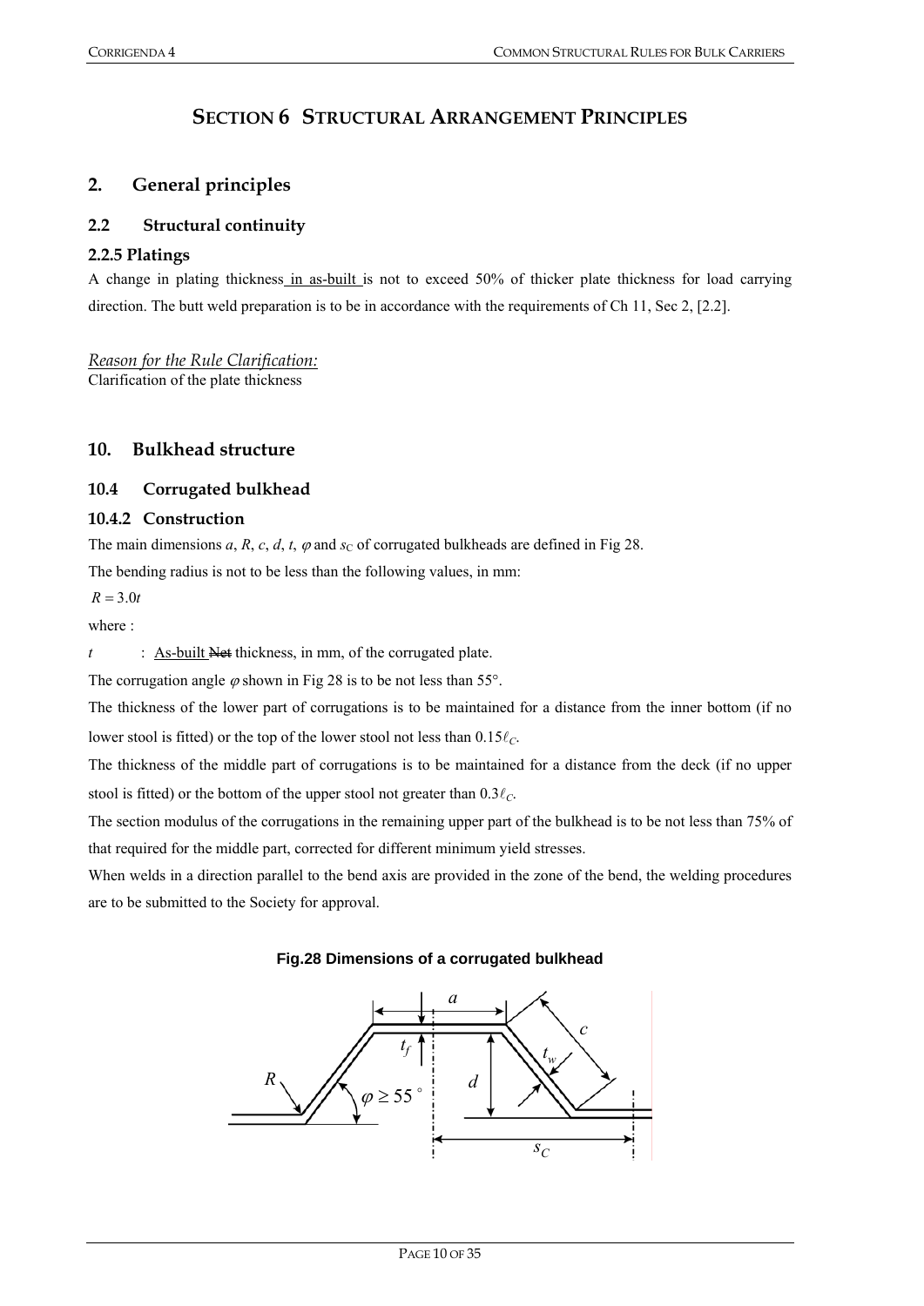# SECTION 6 STRUCTURAL ARRANGEMENT PRINCIPLES

## 2. General principles

### 2.2 Structural continuity

#### 2.2.5 Platings

A change in plating thickness in as-built is not to exceed 50% of thicker plate thickness for load carrying direction. The butt weld preparation is to be in accordance with the requirements of Ch 11, Sec 2, [2.2].

*Reason for the Rule Clarification:*
Clarification of the plate thickness

## 10. Bulkhead structure

### 10.4 Corrugated bulkhead

#### 10.4.2 Construction

The main dimensions $a$, $R$, $c$, $d$, $t$, $\varphi$ and $s_C$ of corrugated bulkheads are defined in Fig 28.

The bending radius is not to be less than the following values, in mm:

$R = 3.0t$

where :

$t$ : As-built ~~Net~~ thickness, in mm, of the corrugated plate.

The corrugation angle $\varphi$ shown in Fig 28 is to be not less than 55°.

The thickness of the lower part of corrugations is to be maintained for a distance from the inner bottom (if no lower stool is fitted) or the top of the lower stool not less than $0.15\ell_C$.

The thickness of the middle part of corrugations is to be maintained for a distance from the deck (if no upper stool is fitted) or the bottom of the upper stool not greater than $0.3\ell_C$.

The section modulus of the corrugations in the remaining upper part of the bulkhead is to be not less than 75% of that required for the middle part, corrected for different minimum yield stresses.

When welds in a direction parallel to the bend axis are provided in the zone of the bend, the welding procedures are to be submitted to the Society for approval.

**Fig.28 Dimensions of a corrugated bulkhead**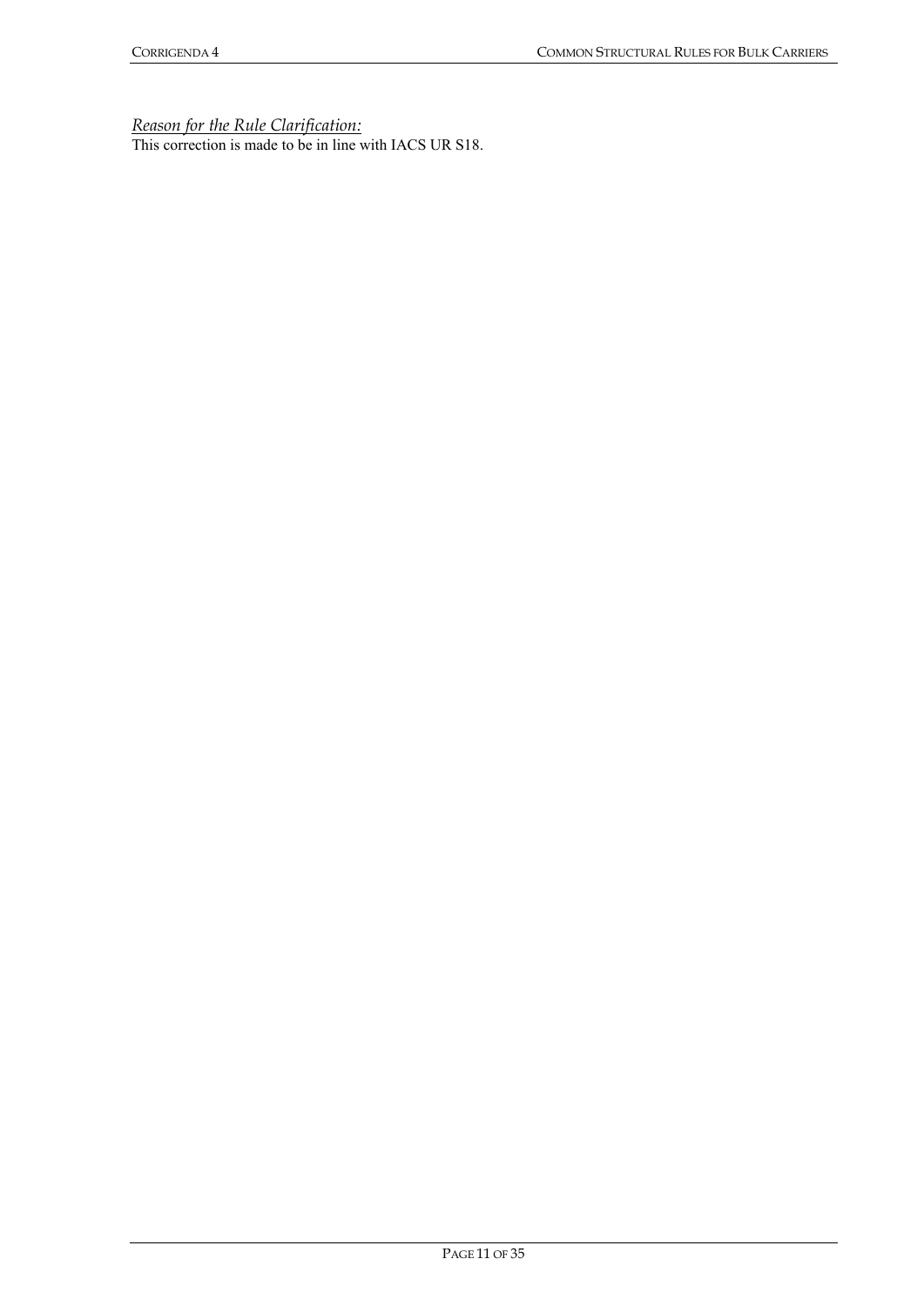*Reason for the Rule Clarification:*
This correction is made to be in line with IACS UR S18.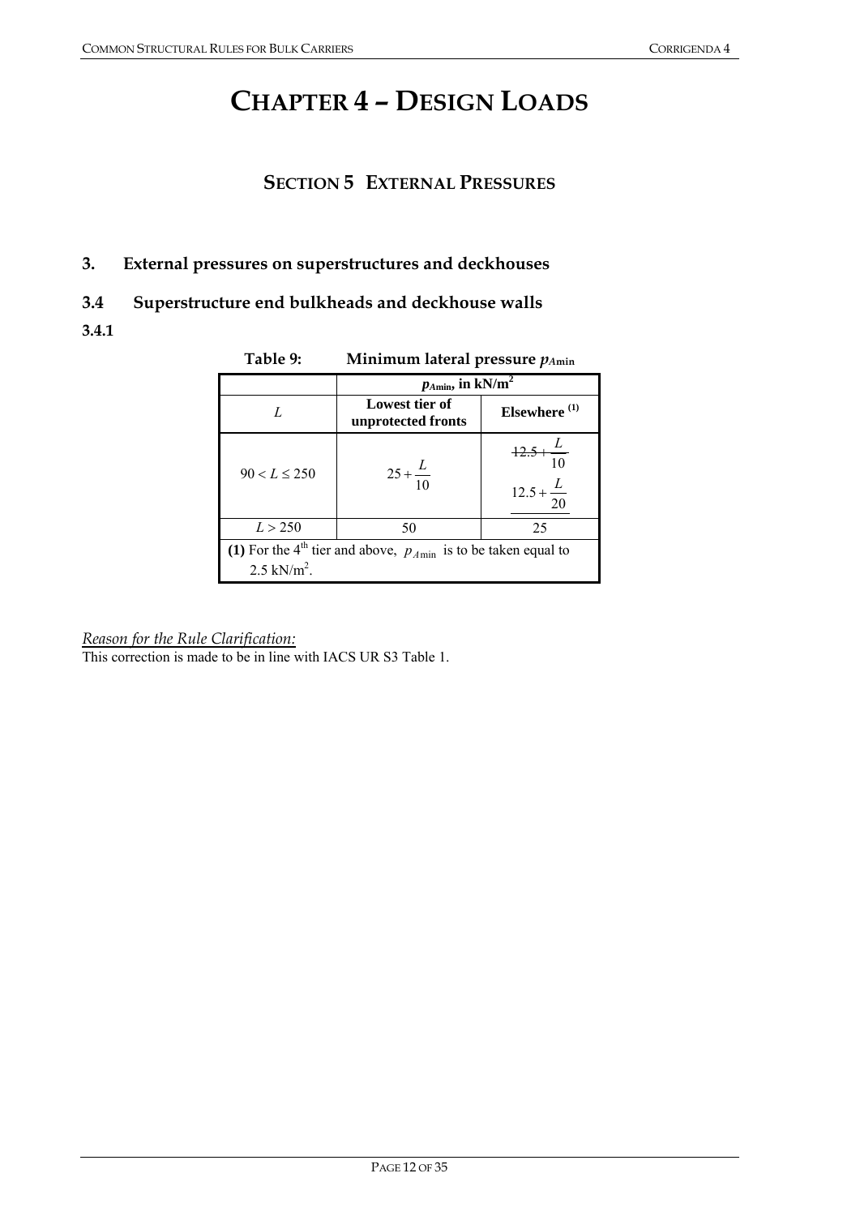# CHAPTER 4 – DESIGN LOADS

## SECTION 5 EXTERNAL PRESSURES

### 3. External pressures on superstructures and deckhouses

### 3.4 Superstructure end bulkheads and deckhouse walls

**3.4.1**

**Table 9: Minimum lateral pressure $p_{A\min}$**

| $L$ | $p_{A\min}$, in kN/m$^2$ | |
|---|---|---|
| | **Lowest tier of unprotected fronts** | **Elsewhere (1)** |
| $90 < L \leq 250$ | $25 + \dfrac{L}{10}$ | ~~$12.5 + \dfrac{L}{10}$~~ <br> $12.5 + \dfrac{L}{20}$ |
| $L > 250$ | 50 | 25 |

**(1)** For the 4th tier and above, $p_{A\min}$ is to be taken equal to 2.5 kN/m$^2$.

*Reason for the Rule Clarification:*

This correction is made to be in line with IACS UR S3 Table 1.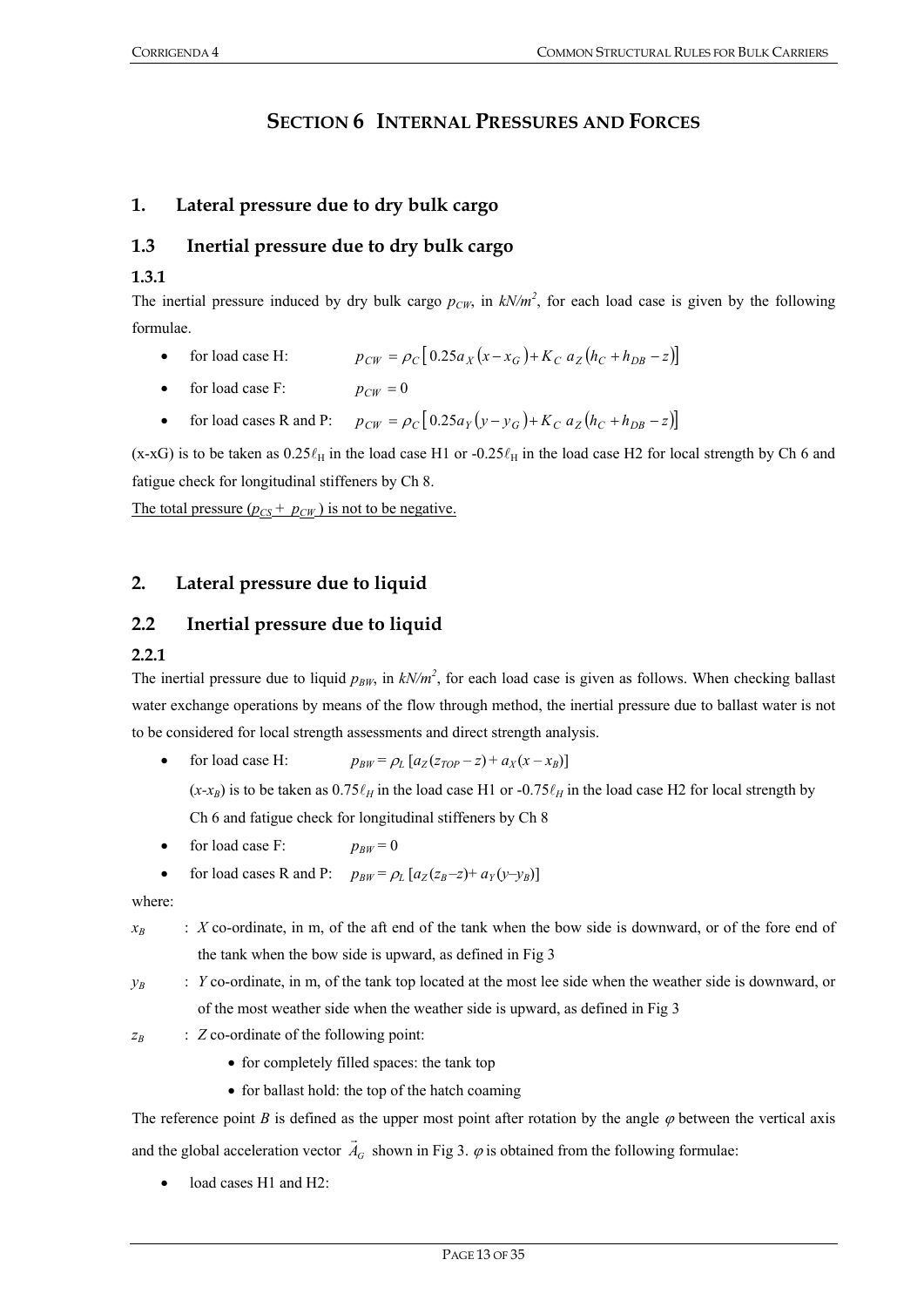# SECTION 6 INTERNAL PRESSURES AND FORCES

## 1. Lateral pressure due to dry bulk cargo

## 1.3 Inertial pressure due to dry bulk cargo

### 1.3.1

The inertial pressure induced by dry bulk cargo $p_{CW}$, in $kN/m^2$, for each load case is given by the following formulae.

- for load case H: $p_{CW} = \rho_C \left[ 0.25 a_X (x - x_G) + K_C \, a_Z (h_C + h_{DB} - z) \right]$
- for load case F: $p_{CW} = 0$
- for load cases R and P: $p_{CW} = \rho_C \left[ 0.25 a_Y (y - y_G) + K_C \, a_Z (h_C + h_{DB} - z) \right]$

(x-xG) is to be taken as $0.25\ell_H$ in the load case H1 or $-0.25\ell_H$ in the load case H2 for local strength by Ch 6 and fatigue check for longitudinal stiffeners by Ch 8.

The total pressure ($p_{CS} + p_{CW}$) is not to be negative.

## 2. Lateral pressure due to liquid

## 2.2 Inertial pressure due to liquid

### 2.2.1

The inertial pressure due to liquid $p_{BW}$, in $kN/m^2$, for each load case is given as follows. When checking ballast water exchange operations by means of the flow through method, the inertial pressure due to ballast water is not to be considered for local strength assessments and direct strength analysis.

- for load case H: $p_{BW} = \rho_L \left[ a_Z (z_{TOP} - z) + a_X (x - x_B) \right]$

  $(x$-$x_B)$ is to be taken as $0.75\ell_H$ in the load case H1 or $-0.75\ell_H$ in the load case H2 for local strength by Ch 6 and fatigue check for longitudinal stiffeners by Ch 8

- for load case F: $p_{BW} = 0$
- for load cases R and P: $p_{BW} = \rho_L \left[ a_Z (z_B - z) + a_Y (y - y_B) \right]$

where:

$x_B$ : $X$ co-ordinate, in m, of the aft end of the tank when the bow side is downward, or of the fore end of the tank when the bow side is upward, as defined in Fig 3

$y_B$ : $Y$ co-ordinate, in m, of the tank top located at the most lee side when the weather side is downward, or of the most weather side when the weather side is upward, as defined in Fig 3

$z_B$ : $Z$ co-ordinate of the following point:

- for completely filled spaces: the tank top
- for ballast hold: the top of the hatch coaming

The reference point $B$ is defined as the upper most point after rotation by the angle $\varphi$ between the vertical axis and the global acceleration vector $\vec{A}_G$ shown in Fig 3. $\varphi$ is obtained from the following formulae:

- load cases H1 and H2: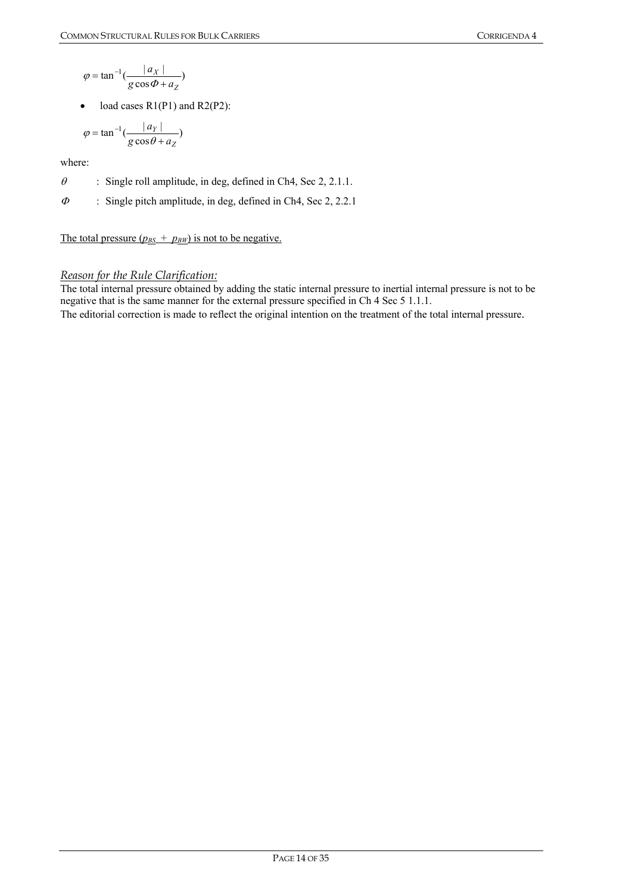$$\varphi = \tan^{-1}\left(\frac{|a_X|}{g\cos\Phi + a_Z}\right)$$

- load cases R1(P1) and R2(P2):

$$\varphi = \tan^{-1}\left(\frac{|a_Y|}{g\cos\theta + a_Z}\right)$$

where:

$\theta$ : Single roll amplitude, in deg, defined in Ch4, Sec 2, 2.1.1.

$\Phi$ : Single pitch amplitude, in deg, defined in Ch4, Sec 2, 2.2.1

The total pressure ($p_{BS} + p_{BW}$) is not to be negative.

*Reason for the Rule Clarification:*

The total internal pressure obtained by adding the static internal pressure to inertial internal pressure is not to be negative that is the same manner for the external pressure specified in Ch 4 Sec 5 1.1.1.

The editorial correction is made to reflect the original intention on the treatment of the total internal pressure.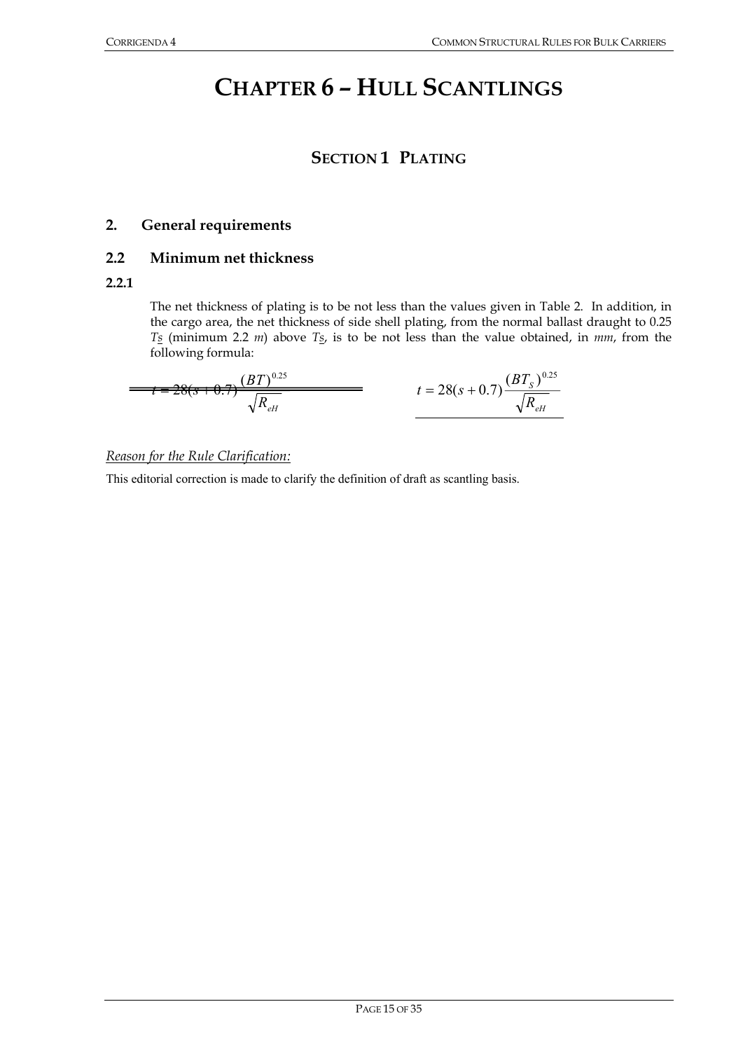# CHAPTER 6 – HULL SCANTLINGS

## SECTION 1 PLATING

### 2. General requirements

### 2.2 Minimum net thickness

**2.2.1**

The net thickness of plating is to be not less than the values given in Table 2. In addition, in the cargo area, the net thickness of side shell plating, from the normal ballast draught to 0.25 $T_S$ (minimum 2.2 *m*) above $T_S$, is to be not less than the value obtained, in *mm*, from the following formula:

~~$t = 28(s+0.7)\frac{(BT)^{0.25}}{\sqrt{R_{eH}}}$~~

$$t = 28(s+0.7)\frac{(BT_S)^{0.25}}{\sqrt{R_{eH}}}$$

*Reason for the Rule Clarification:*

This editorial correction is made to clarify the definition of draft as scantling basis.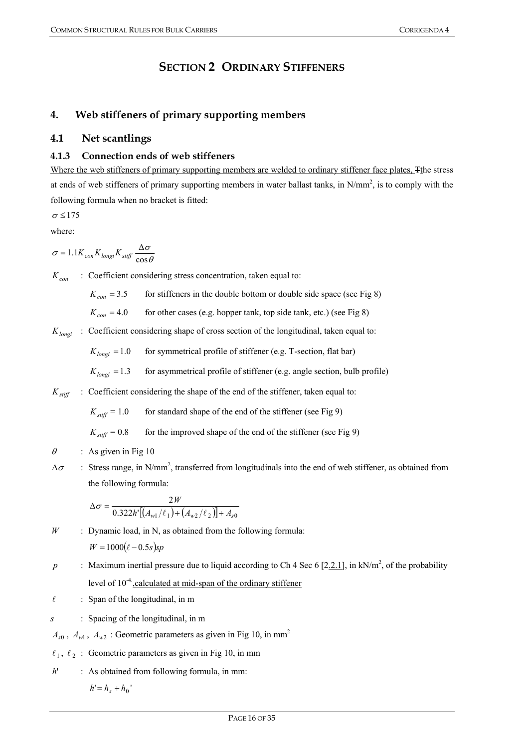# SECTION 2 ORDINARY STIFFENERS

## 4. Web stiffeners of primary supporting members

### 4.1 Net scantlings

#### 4.1.3 Connection ends of web stiffeners

Where the web stiffeners of primary supporting members are welded to ordinary stiffener face plates, Tthe stress at ends of web stiffeners of primary supporting members in water ballast tanks, in N/mm$^2$, is to comply with the following formula when no bracket is fitted:

$\sigma \leq 175$

where:

$$\sigma = 1.1 K_{con} K_{longi} K_{stiff} \frac{\Delta\sigma}{\cos\theta}$$

$K_{con}$ : Coefficient considering stress concentration, taken equal to:

- $K_{con} = 3.5$ for stiffeners in the double bottom or double side space (see Fig 8)
- $K_{con} = 4.0$ for other cases (e.g. hopper tank, top side tank, etc.) (see Fig 8)

$K_{longi}$ : Coefficient considering shape of cross section of the longitudinal, taken equal to:

- $K_{longi} = 1.0$ for symmetrical profile of stiffener (e.g. T-section, flat bar)
- $K_{longi} = 1.3$ for asymmetrical profile of stiffener (e.g. angle section, bulb profile)

$K_{stiff}$ : Coefficient considering the shape of the end of the stiffener, taken equal to:

- $K_{stiff} = 1.0$ for standard shape of the end of the stiffener (see Fig 9)
- $K_{stiff} = 0.8$ for the improved shape of the end of the stiffener (see Fig 9)

$\theta$ : As given in Fig 10

$\Delta\sigma$ : Stress range, in N/mm$^2$, transferred from longitudinals into the end of web stiffener, as obtained from the following formula:

$$\Delta\sigma = \frac{2W}{0.322 h' \left[ \left( A_{w1} / \ell_1 \right) + \left( A_{w2} / \ell_2 \right) \right] + A_{s0}}$$

$W$ : Dynamic load, in N, as obtained from the following formula:

$$W = 1000 \left( \ell - 0.5 s \right) s p$$

$p$ : Maximum inertial pressure due to liquid according to Ch 4 Sec 6 [2.2.1], in kN/m$^2$, of the probability level of $10^{-4}$, calculated at mid-span of the ordinary stiffener

$\ell$ : Span of the longitudinal, in m

$s$ : Spacing of the longitudinal, in m

$A_{s0}$, $A_{w1}$, $A_{w2}$ : Geometric parameters as given in Fig 10, in mm$^2$

$\ell_1$, $\ell_2$ : Geometric parameters as given in Fig 10, in mm

$h'$ : As obtained from following formula, in mm:

$$h' = h_s + h_0'$$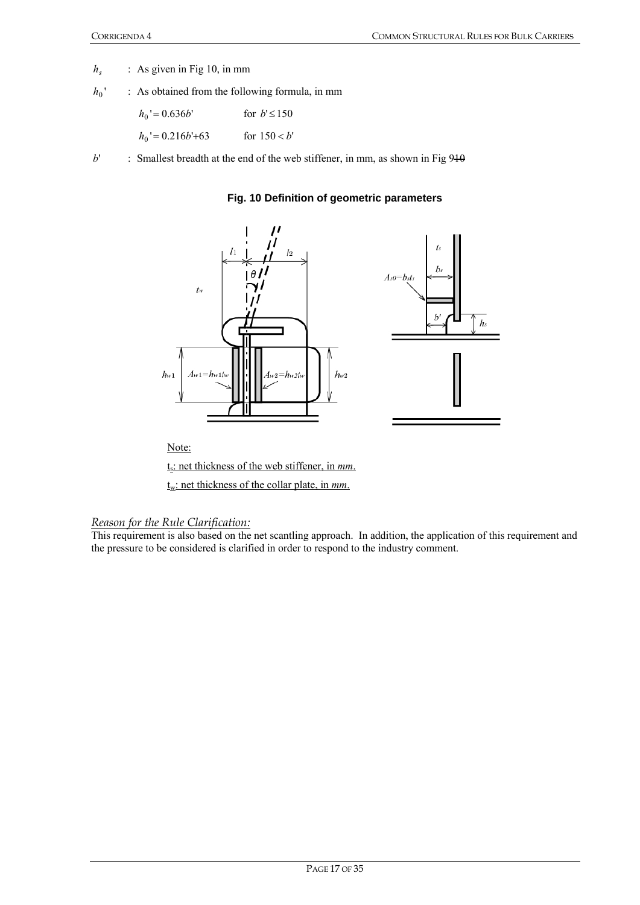$h_s$ : As given in Fig 10, in mm

$h_0'$ : As obtained from the following formula, in mm

$h_0' = 0.636b'$ for $b' \le 150$

$h_0' = 0.216b' + 63$ for $150 < b'$

$b'$ : Smallest breadth at the end of the web stiffener, in mm, as shown in Fig 9~~10~~

**Fig. 10 Definition of geometric parameters**

Note:

$t_s$: net thickness of the web stiffener, in *mm*.

$t_w$: net thickness of the collar plate, in *mm*.

*Reason for the Rule Clarification:*

This requirement is also based on the net scantling approach. In addition, the application of this requirement and the pressure to be considered is clarified in order to respond to the industry comment.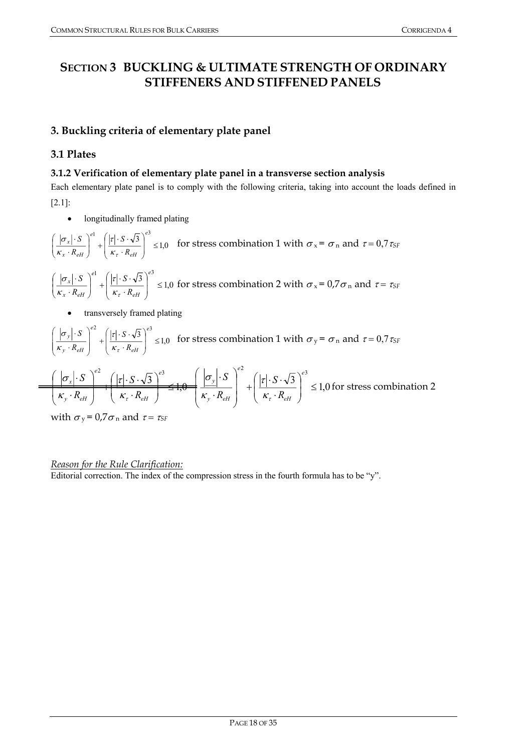# SECTION 3 BUCKLING & ULTIMATE STRENGTH OF ORDINARY STIFFENERS AND STIFFENED PANELS

## 3. Buckling criteria of elementary plate panel

## 3.1 Plates

### 3.1.2 Verification of elementary plate panel in a transverse section analysis

Each elementary plate panel is to comply with the following criteria, taking into account the loads defined in [2.1]:

- longitudinally framed plating

$$\left(\frac{|\sigma_x| \cdot S}{\kappa_x \cdot R_{eH}}\right)^{e1} + \left(\frac{|\tau| \cdot S \cdot \sqrt{3}}{\kappa_\tau \cdot R_{eH}}\right)^{e3} \leq 1{,}0$$ for stress combination 1 with $\sigma_x = \sigma_n$ and $\tau = 0{,}7\,\tau_{SF}$

$$\left(\frac{|\sigma_x| \cdot S}{\kappa_x \cdot R_{eH}}\right)^{e1} + \left(\frac{|\tau| \cdot S \cdot \sqrt{3}}{\kappa_\tau \cdot R_{eH}}\right)^{e3} \leq 1{,}0$$ for stress combination 2 with $\sigma_x = 0{,}7\sigma_n$ and $\tau = \tau_{SF}$

- transversely framed plating

$$\left(\frac{|\sigma_y| \cdot S}{\kappa_y \cdot R_{eH}}\right)^{e2} + \left(\frac{|\tau| \cdot S \cdot \sqrt{3}}{\kappa_\tau \cdot R_{eH}}\right)^{e3} \leq 1{,}0$$ for stress combination 1 with $\sigma_y = \sigma_n$ and $\tau = 0{,}7\,\tau_{SF}$

~~$$\left(\frac{|\sigma_x| \cdot S}{\kappa_y \cdot R_{eH}}\right)^{e2} + \left(\frac{|\tau| \cdot S \cdot \sqrt{3}}{\kappa_\tau \cdot R_{eH}}\right)^{e3} \leq 1{,}0$$~~

$$\left(\frac{|\sigma_y| \cdot S}{\kappa_y \cdot R_{eH}}\right)^{e2} + \left(\frac{|\tau| \cdot S \cdot \sqrt{3}}{\kappa_\tau \cdot R_{eH}}\right)^{e3} \leq 1{,}0$$ for stress combination 2 with $\sigma_y = 0{,}7\sigma_n$ and $\tau = \tau_{SF}$

*Reason for the Rule Clarification:*

Editorial correction. The index of the compression stress in the fourth formula has to be "y".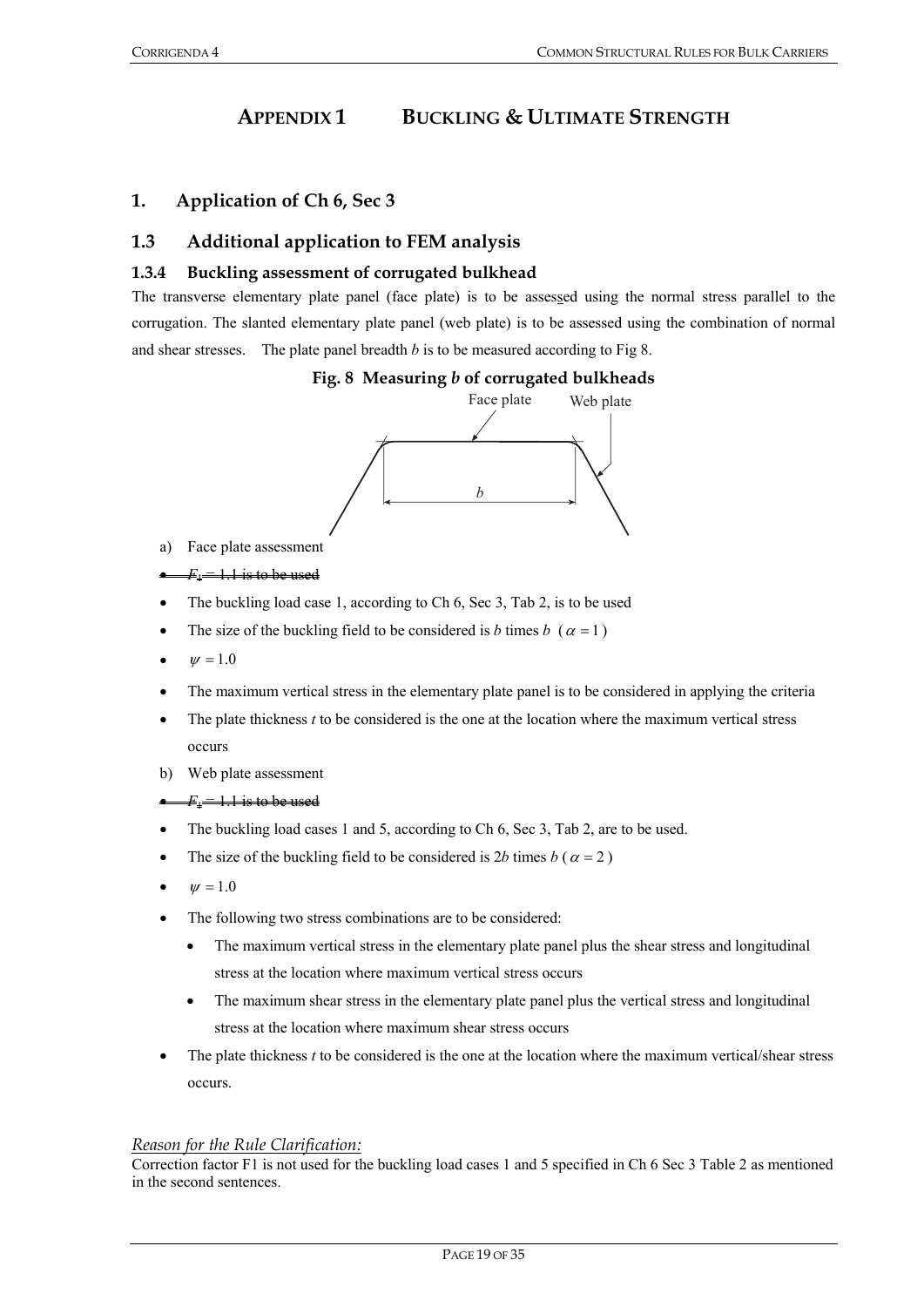# APPENDIX 1 BUCKLING & ULTIMATE STRENGTH

## 1. Application of Ch 6, Sec 3

## 1.3 Additional application to FEM analysis

### 1.3.4 Buckling assessment of corrugated bulkhead

The transverse elementary plate panel (face plate) is to be assessed using the normal stress parallel to the corrugation. The slanted elementary plate panel (web plate) is to be assessed using the combination of normal and shear stresses. The plate panel breadth *b* is to be measured according to Fig 8.

**Fig. 8 Measuring *b* of corrugated bulkheads**

Face plate Web plate

*b*

a) Face plate assessment

- ~~$F_1 = 1.1$ is to be used~~
- The buckling load case 1, according to Ch 6, Sec 3, Tab 2, is to be used
- The size of the buckling field to be considered is *b* times *b* ($\alpha = 1$)
- $\psi = 1.0$
- The maximum vertical stress in the elementary plate panel is to be considered in applying the criteria
- The plate thickness *t* to be considered is the one at the location where the maximum vertical stress occurs

b) Web plate assessment

- ~~$F_1 = 1.1$ is to be used~~
- The buckling load cases 1 and 5, according to Ch 6, Sec 3, Tab 2, are to be used.
- The size of the buckling field to be considered is 2*b* times *b* ($\alpha = 2$)
- $\psi = 1.0$
- The following two stress combinations are to be considered:
  - The maximum vertical stress in the elementary plate panel plus the shear stress and longitudinal stress at the location where maximum vertical stress occurs
  - The maximum shear stress in the elementary plate panel plus the vertical stress and longitudinal stress at the location where maximum shear stress occurs
- The plate thickness *t* to be considered is the one at the location where the maximum vertical/shear stress occurs.

*Reason for the Rule Clarification:*

Correction factor F1 is not used for the buckling load cases 1 and 5 specified in Ch 6 Sec 3 Table 2 as mentioned in the second sentences.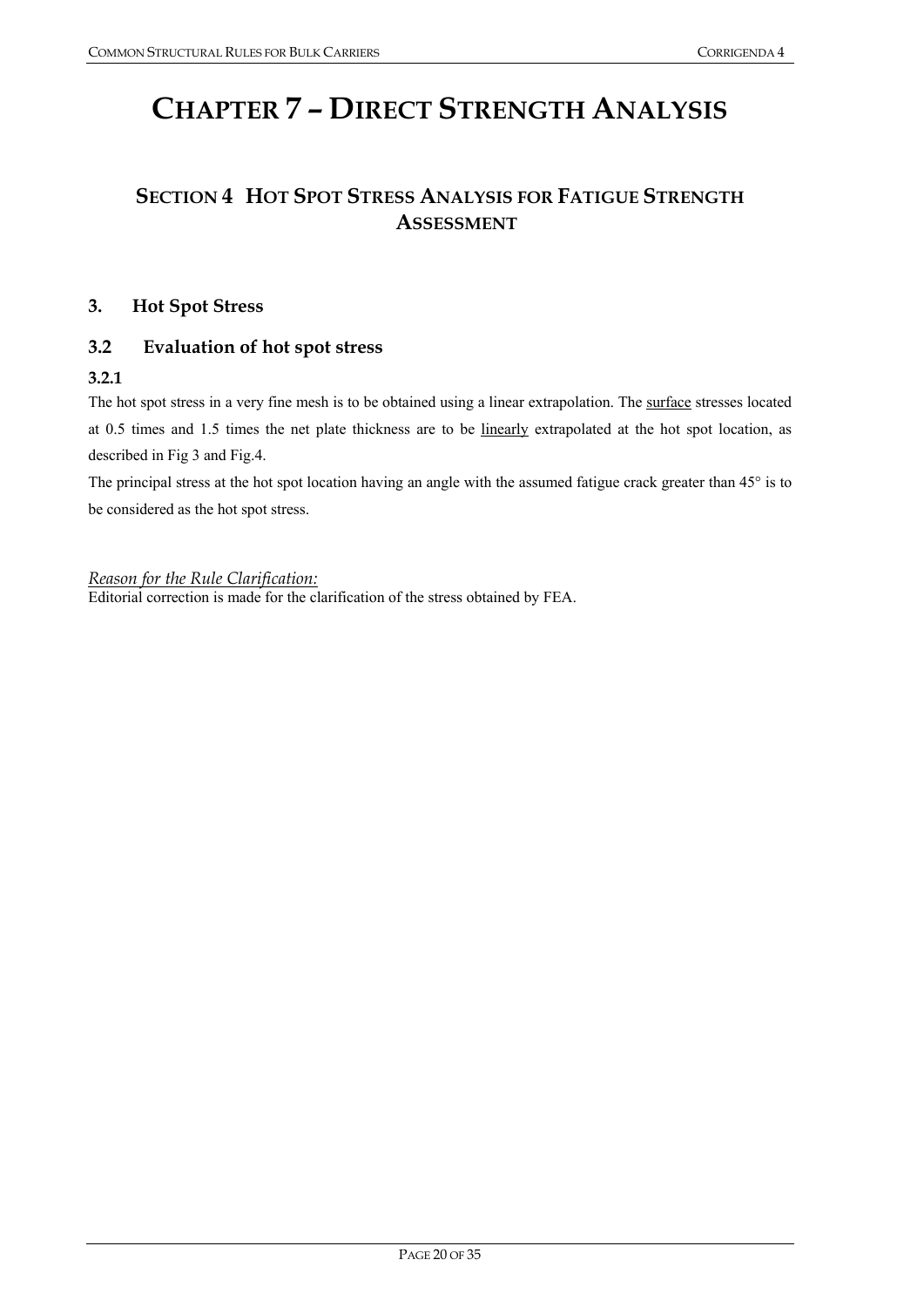# CHAPTER 7 – DIRECT STRENGTH ANALYSIS

## SECTION 4 HOT SPOT STRESS ANALYSIS FOR FATIGUE STRENGTH ASSESSMENT

### 3. Hot Spot Stress

### 3.2 Evaluation of hot spot stress

**3.2.1**

The hot spot stress in a very fine mesh is to be obtained using a linear extrapolation. The <u>surface</u> stresses located at 0.5 times and 1.5 times the net plate thickness are to be <u>linearly</u> extrapolated at the hot spot location, as described in Fig 3 and Fig.4.

The principal stress at the hot spot location having an angle with the assumed fatigue crack greater than 45° is to be considered as the hot spot stress.

*<u>Reason for the Rule Clarification:</u>*

Editorial correction is made for the clarification of the stress obtained by FEA.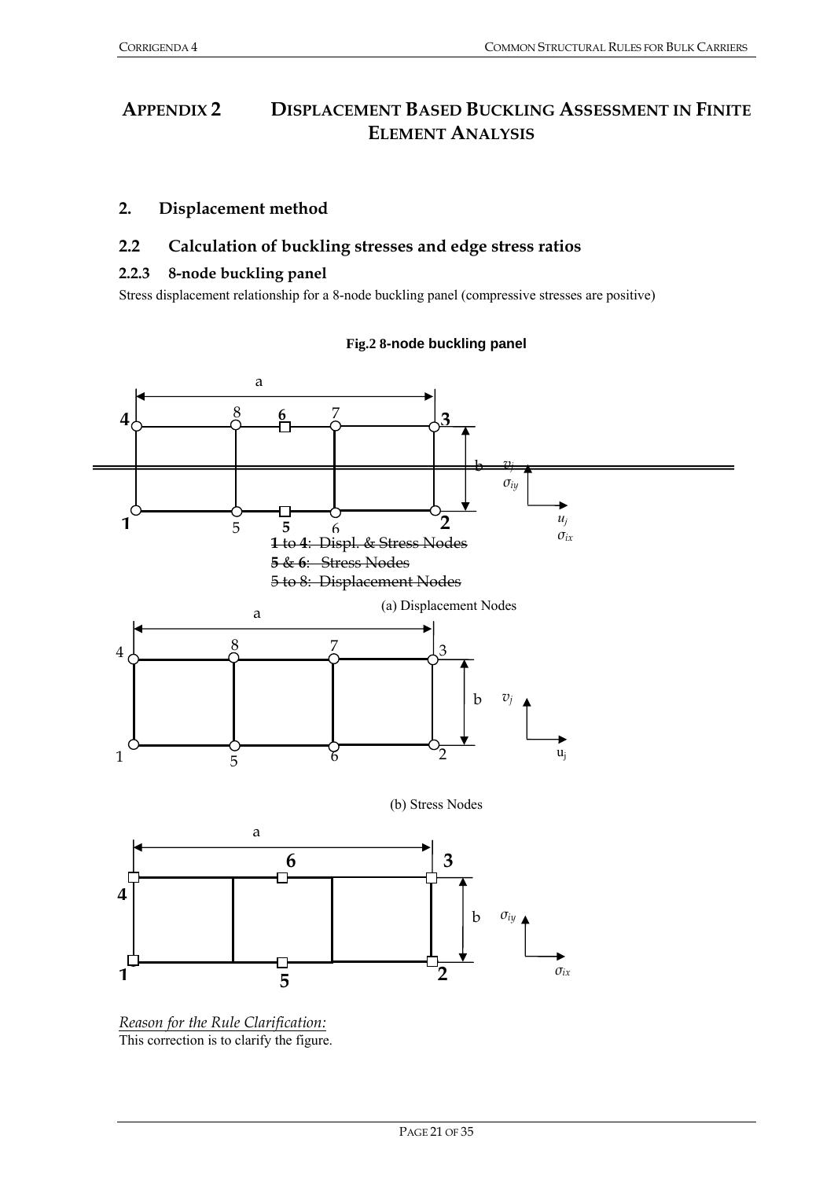# APPENDIX 2 DISPLACEMENT BASED BUCKLING ASSESSMENT IN FINITE ELEMENT ANALYSIS

## 2. Displacement method

### 2.2 Calculation of buckling stresses and edge stress ratios

#### 2.2.3 8-node buckling panel

Stress displacement relationship for a 8-node buckling panel (compressive stresses are positive)

**Fig.2 8-node buckling panel**

~~**1** to **4**: Displ. & Stress Nodes~~

~~**5** & **6**: Stress Nodes~~

~~5 to 8: Displacement Nodes~~

(a) Displacement Nodes

(b) Stress Nodes

*Reason for the Rule Clarification:*

This correction is to clarify the figure.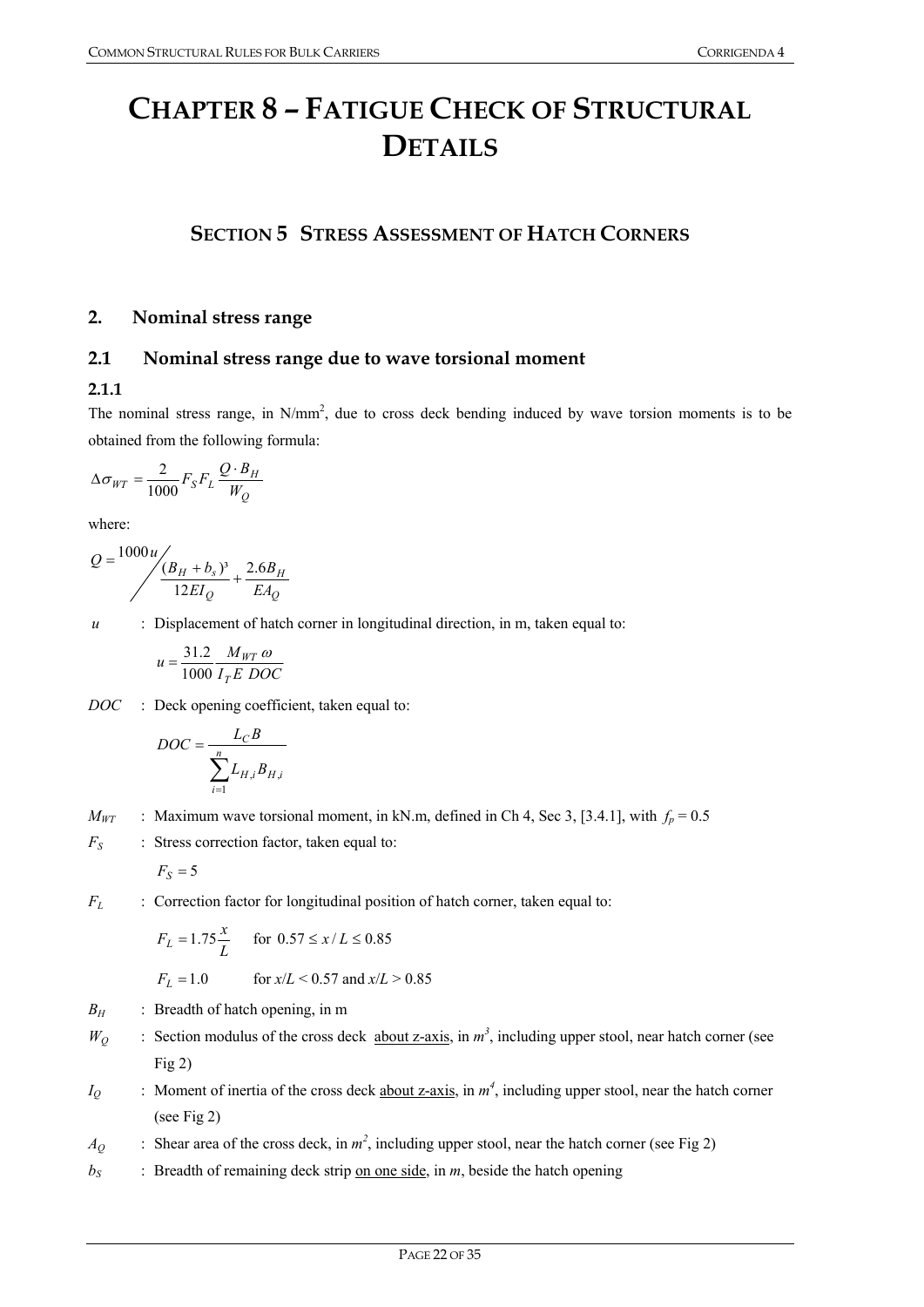# CHAPTER 8 – FATIGUE CHECK OF STRUCTURAL DETAILS

## SECTION 5 STRESS ASSESSMENT OF HATCH CORNERS

### 2. Nominal stress range

#### 2.1 Nominal stress range due to wave torsional moment

**2.1.1**

The nominal stress range, in N/mm$^2$, due to cross deck bending induced by wave torsion moments is to be obtained from the following formula:

$$\Delta\sigma_{WT} = \frac{2}{1000} F_S F_L \frac{Q \cdot B_H}{W_Q}$$

where:

$$Q = {1000u} \Big/ \left( \frac{(B_H + b_s)^3}{12EI_Q} + \frac{2.6B_H}{EA_Q} \right)$$

$u$ : Displacement of hatch corner in longitudinal direction, in m, taken equal to:

$$u = \frac{31.2}{1000} \frac{M_{WT}\,\omega}{I_T E\ DOC}$$

$DOC$ : Deck opening coefficient, taken equal to:

$$DOC = \frac{L_C B}{\sum_{i=1}^{n} L_{H,i} B_{H,i}}$$

$M_{WT}$ : Maximum wave torsional moment, in kN.m, defined in Ch 4, Sec 3, [3.4.1], with $f_p = 0.5$

$F_S$ : Stress correction factor, taken equal to:

$$F_S = 5$$

$F_L$ : Correction factor for longitudinal position of hatch corner, taken equal to:

$F_L = 1.75\dfrac{x}{L}$ for $0.57 \le x/L \le 0.85$

$F_L = 1.0$ for $x/L < 0.57$ and $x/L > 0.85$

$B_H$ : Breadth of hatch opening, in m

$W_Q$ : Section modulus of the cross deck about z-axis, in $m^3$, including upper stool, near hatch corner (see Fig 2)

$I_Q$ : Moment of inertia of the cross deck about z-axis, in $m^4$, including upper stool, near the hatch corner (see Fig 2)

$A_Q$ : Shear area of the cross deck, in $m^2$, including upper stool, near the hatch corner (see Fig 2)

$b_S$ : Breadth of remaining deck strip on one side, in $m$, beside the hatch opening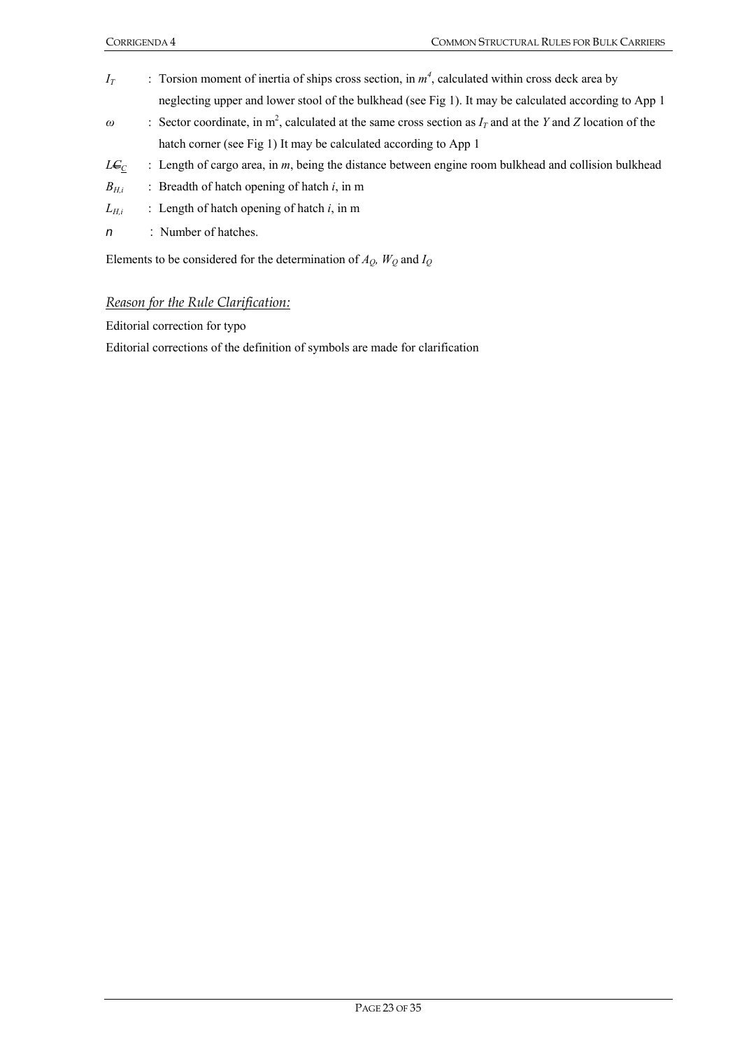$I_T$ : Torsion moment of inertia of ships cross section, in $m^4$, calculated within cross deck area by neglecting upper and lower stool of the bulkhead (see Fig 1). It may be calculated according to App 1

$\omega$ : Sector coordinate, in $m^2$, calculated at the same cross section as $I_T$ and at the $Y$ and $Z$ location of the hatch corner (see Fig 1) It may be calculated according to App 1

$L_C$ : Length of cargo area, in $m$, being the distance between engine room bulkhead and collision bulkhead

$B_{H,i}$ : Breadth of hatch opening of hatch $i$, in m

$L_{H,i}$ : Length of hatch opening of hatch $i$, in m

$n$ : Number of hatches.

Elements to be considered for the determination of $A_Q$, $W_Q$ and $I_Q$

*Reason for the Rule Clarification:*

Editorial correction for typo

Editorial corrections of the definition of symbols are made for clarification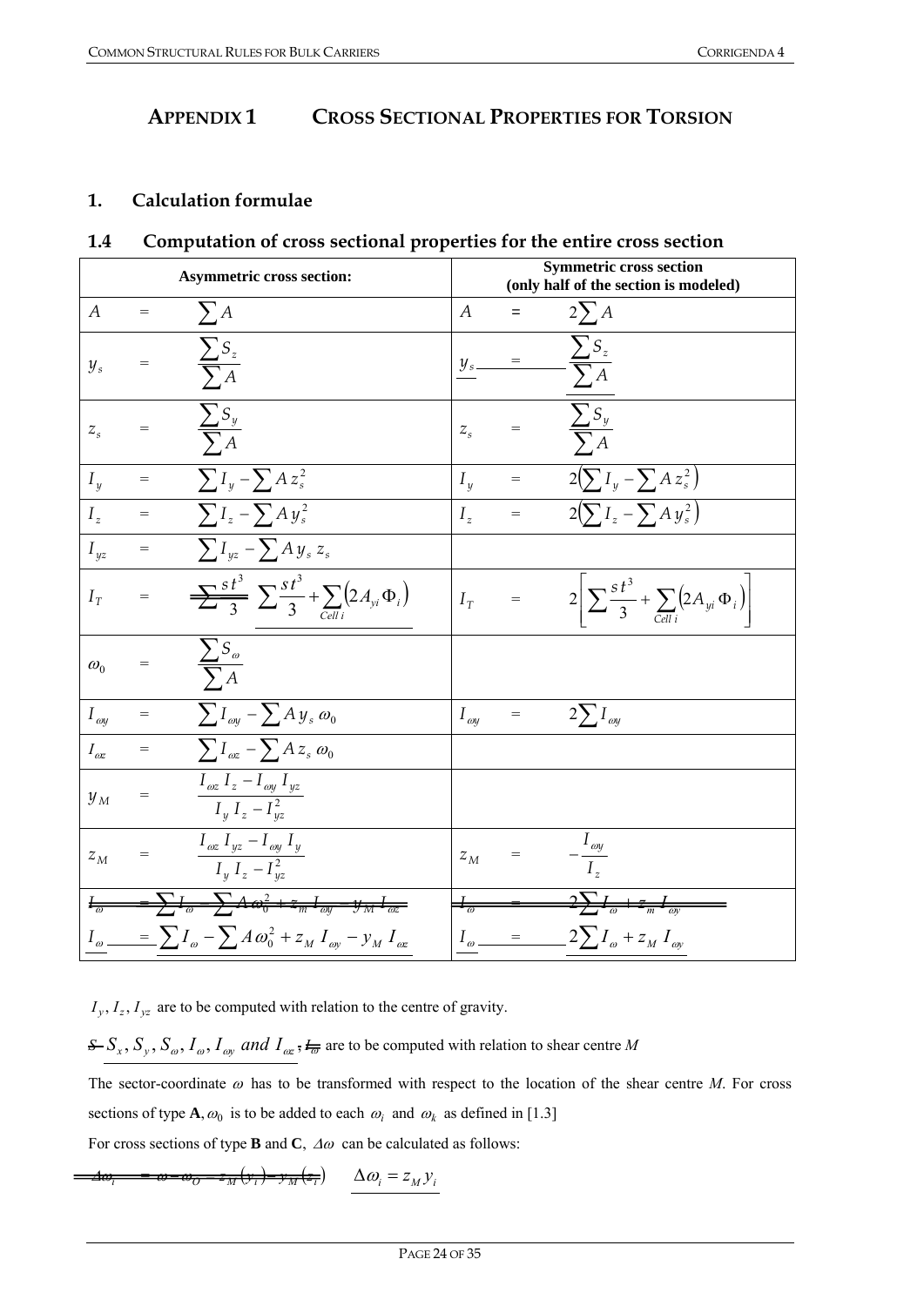# APPENDIX 1 CROSS SECTIONAL PROPERTIES FOR TORSION

## 1. Calculation formulae

### 1.4 Computation of cross sectional properties for the entire cross section

| Asymmetric cross section: | Symmetric cross section (only half of the section is modeled) |
|---|---|
| $A = \sum A$ | $A = 2\sum A$ |
| $y_s = \dfrac{\sum S_z}{\sum A}$ | $y_s = \dfrac{\sum S_z}{\sum A}$ |
| $z_s = \dfrac{\sum S_y}{\sum A}$ | $z_s = \dfrac{\sum S_y}{\sum A}$ |
| $I_y = \sum I_y - \sum A\, z_s^2$ | $I_y = 2\left(\sum I_y - \sum A\, z_s^2\right)$ |
| $I_z = \sum I_z - \sum A\, y_s^2$ | $I_z = 2\left(\sum I_z - \sum A\, y_s^2\right)$ |
| $I_{yz} = \sum I_{yz} - \sum A\, y_s\, z_s$ | |
| $I_T =$ ~~$\sum \frac{s\,t^3}{3}$~~ $\sum \dfrac{s\,t^3}{3} + \sum_{Cell\ i}\left(2A_{yi}\,\Phi_i\right)$ | $I_T = 2\left[\sum \dfrac{s\,t^3}{3} + \sum_{Cell\ i}\left(2A_{yi}\,\Phi_i\right)\right]$ |
| $\omega_0 = \dfrac{\sum S_\omega}{\sum A}$ | |
| $I_{\omega y} = \sum I_{\omega y} - \sum A\, y_s\, \omega_0$ | $I_{\omega y} = 2\sum I_{\omega y}$ |
| $I_{\omega z} = \sum I_{\omega z} - \sum A\, z_s\, \omega_0$ | |
| $y_M = \dfrac{I_{\omega z}\, I_z - I_{\omega y}\, I_{yz}}{I_y\, I_z - I_{yz}^2}$ | |
| $z_M = \dfrac{I_{\omega z}\, I_{yz} - I_{\omega y}\, I_y}{I_y\, I_z - I_{yz}^2}$ | $z_M = -\dfrac{I_{\omega y}}{I_z}$ |
| ~~$I_\omega = \sum I_\omega - \sum A\,\omega_0^2 + z_m\, I_{\omega y} - y_M\, I_{\omega z}$~~ | ~~$I_\omega = 2\sum I_\omega + z_m\, I_{\omega y}$~~ |
| $I_\omega = \sum I_\omega - \sum A\,\omega_0^2 + z_M\, I_{\omega y} - y_M\, I_{\omega z}$ | $I_\omega = 2\sum I_\omega + z_M\, I_{\omega y}$ |

$I_y, I_z, I_{yz}$ are to be computed with relation to the centre of gravity.

~~$S$~~ $S_x, S_y, S_\omega, I_\omega, I_{\omega y}$ *and* $I_{\omega z}$ ~~$, I_\omega$~~ are to be computed with relation to shear centre *M*

The sector-coordinate $\omega$ has to be transformed with respect to the location of the shear centre *M*. For cross sections of type **A**, $\omega_0$ is to be added to each $\omega_i$ and $\omega_k$ as defined in [1.3]

For cross sections of type **B** and **C**, $\Delta\omega$ can be calculated as follows:

~~$\Delta\omega_i = \omega - \omega_O - z_M(y_i) - y_M(z_i)$~~ $\Delta\omega_i = z_M\, y_i$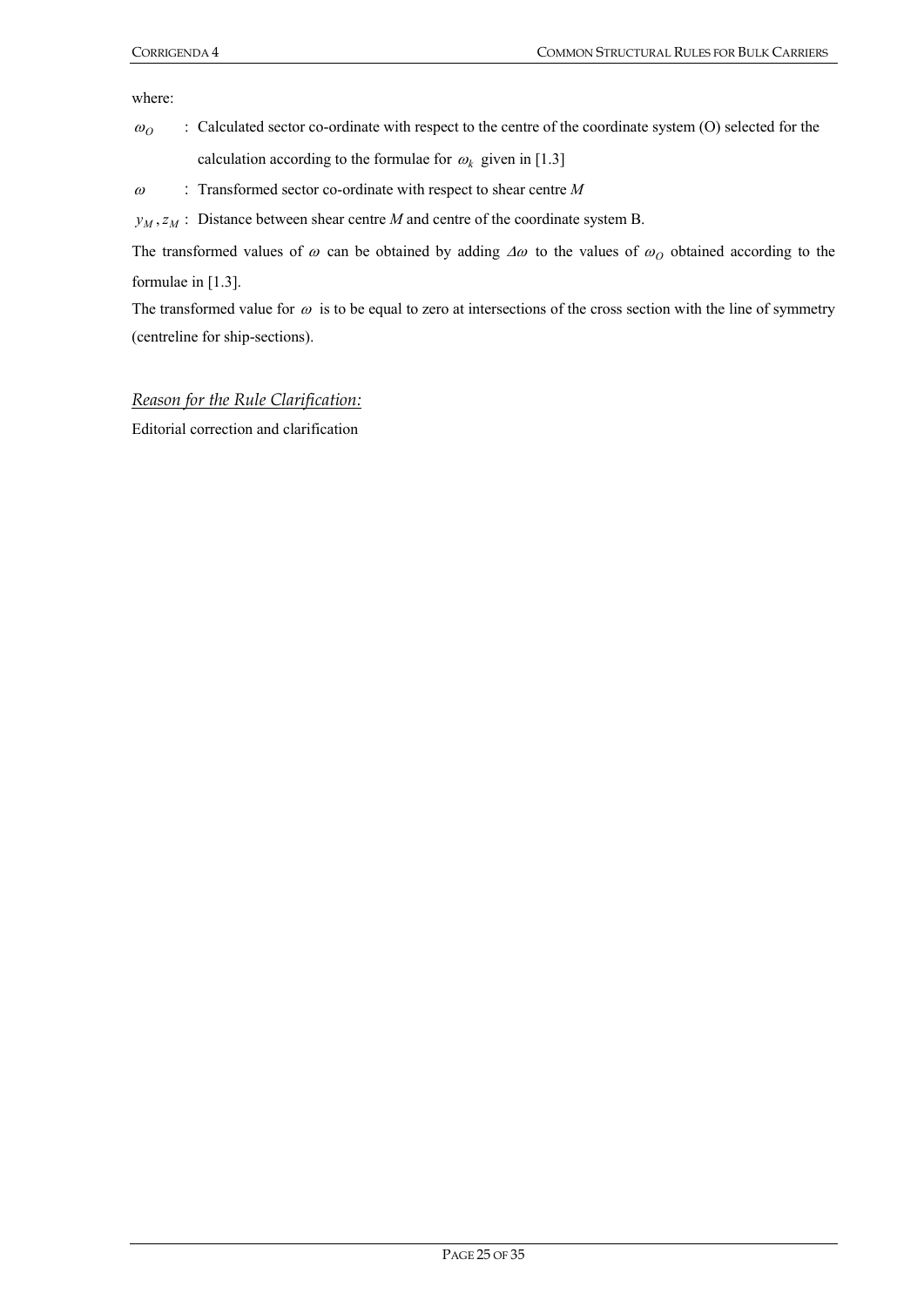where:

$\omega_O$ : Calculated sector co-ordinate with respect to the centre of the coordinate system (O) selected for the calculation according to the formulae for $\omega_k$ given in [1.3]

$\omega$ : Transformed sector co-ordinate with respect to shear centre $M$

$y_M, z_M$ : Distance between shear centre $M$ and centre of the coordinate system B.

The transformed values of $\omega$ can be obtained by adding $\Delta\omega$ to the values of $\omega_O$ obtained according to the formulae in [1.3].

The transformed value for $\omega$ is to be equal to zero at intersections of the cross section with the line of symmetry (centreline for ship-sections).

*Reason for the Rule Clarification:*

Editorial correction and clarification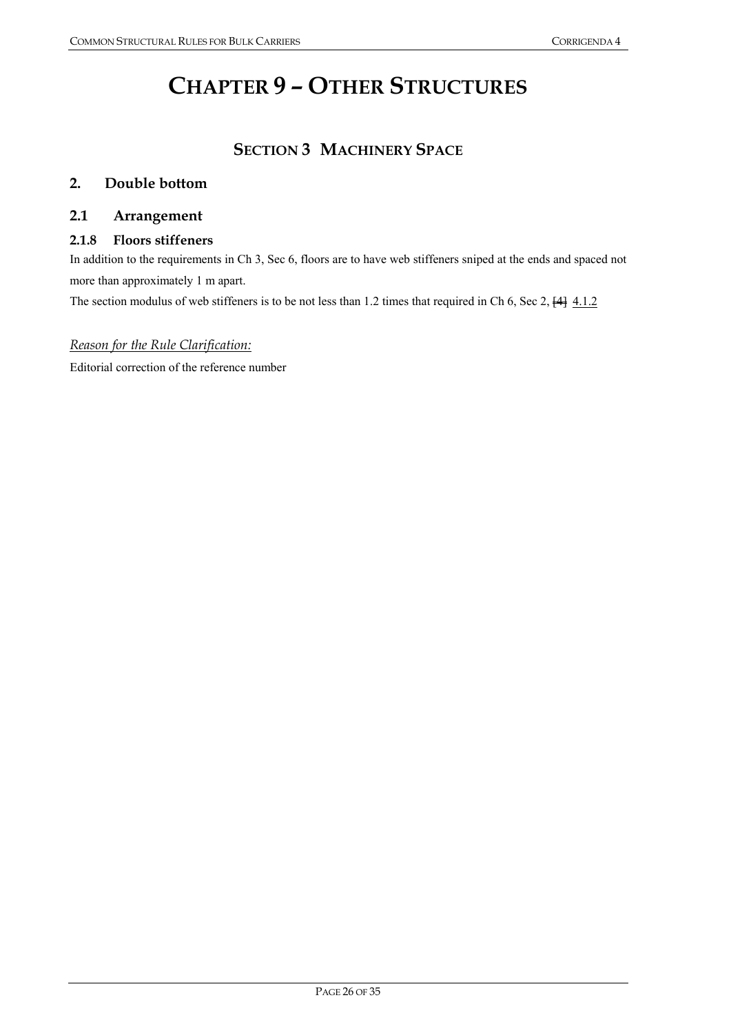# CHAPTER 9 – OTHER STRUCTURES

## SECTION 3 MACHINERY SPACE

### 2. Double bottom

### 2.1 Arrangement

#### 2.1.8 Floors stiffeners

In addition to the requirements in Ch 3, Sec 6, floors are to have web stiffeners sniped at the ends and spaced not more than approximately 1 m apart.

The section modulus of web stiffeners is to be not less than 1.2 times that required in Ch 6, Sec 2, ~~[4]~~ 4.1.2

*Reason for the Rule Clarification:*

Editorial correction of the reference number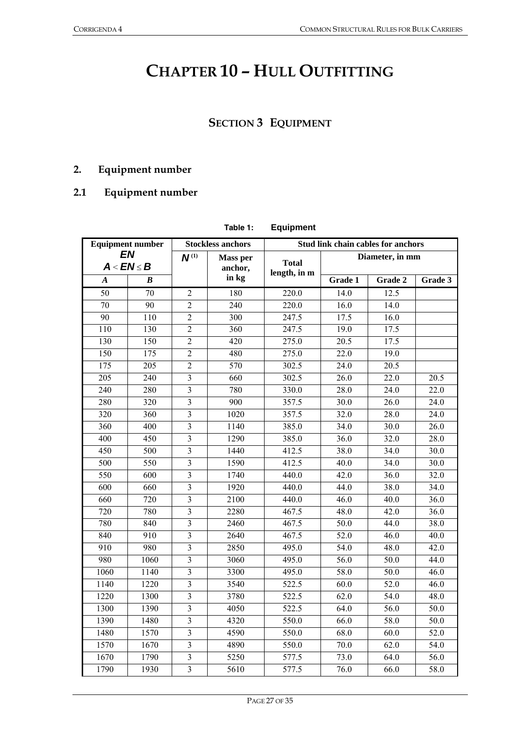# CHAPTER 10 – HULL OUTFITTING

## SECTION 3 EQUIPMENT

### 2. Equipment number

### 2.1 Equipment number

**Table 1: Equipment**

| Equipment number $EN$ $A < EN \leq B$ | | Stockless anchors | | Stud link chain cables for anchors | | | |
|---|---|---|---|---|---|---|---|
| | | $N$ (1) | Mass per anchor, in kg | Total length, in m | Diameter, in mm | | |
| $A$ | $B$ | | | | Grade 1 | Grade 2 | Grade 3 |
| 50 | 70 | 2 | 180 | 220.0 | 14.0 | 12.5 | |
| 70 | 90 | 2 | 240 | 220.0 | 16.0 | 14.0 | |
| 90 | 110 | 2 | 300 | 247.5 | 17.5 | 16.0 | |
| 110 | 130 | 2 | 360 | 247.5 | 19.0 | 17.5 | |
| 130 | 150 | 2 | 420 | 275.0 | 20.5 | 17.5 | |
| 150 | 175 | 2 | 480 | 275.0 | 22.0 | 19.0 | |
| 175 | 205 | 2 | 570 | 302.5 | 24.0 | 20.5 | |
| 205 | 240 | 3 | 660 | 302.5 | 26.0 | 22.0 | 20.5 |
| 240 | 280 | 3 | 780 | 330.0 | 28.0 | 24.0 | 22.0 |
| 280 | 320 | 3 | 900 | 357.5 | 30.0 | 26.0 | 24.0 |
| 320 | 360 | 3 | 1020 | 357.5 | 32.0 | 28.0 | 24.0 |
| 360 | 400 | 3 | 1140 | 385.0 | 34.0 | 30.0 | 26.0 |
| 400 | 450 | 3 | 1290 | 385.0 | 36.0 | 32.0 | 28.0 |
| 450 | 500 | 3 | 1440 | 412.5 | 38.0 | 34.0 | 30.0 |
| 500 | 550 | 3 | 1590 | 412.5 | 40.0 | 34.0 | 30.0 |
| 550 | 600 | 3 | 1740 | 440.0 | 42.0 | 36.0 | 32.0 |
| 600 | 660 | 3 | 1920 | 440.0 | 44.0 | 38.0 | 34.0 |
| 660 | 720 | 3 | 2100 | 440.0 | 46.0 | 40.0 | 36.0 |
| 720 | 780 | 3 | 2280 | 467.5 | 48.0 | 42.0 | 36.0 |
| 780 | 840 | 3 | 2460 | 467.5 | 50.0 | 44.0 | 38.0 |
| 840 | 910 | 3 | 2640 | 467.5 | 52.0 | 46.0 | 40.0 |
| 910 | 980 | 3 | 2850 | 495.0 | 54.0 | 48.0 | 42.0 |
| 980 | 1060 | 3 | 3060 | 495.0 | 56.0 | 50.0 | 44.0 |
| 1060 | 1140 | 3 | 3300 | 495.0 | 58.0 | 50.0 | 46.0 |
| 1140 | 1220 | 3 | 3540 | 522.5 | 60.0 | 52.0 | 46.0 |
| 1220 | 1300 | 3 | 3780 | 522.5 | 62.0 | 54.0 | 48.0 |
| 1300 | 1390 | 3 | 4050 | 522.5 | 64.0 | 56.0 | 50.0 |
| 1390 | 1480 | 3 | 4320 | 550.0 | 66.0 | 58.0 | 50.0 |
| 1480 | 1570 | 3 | 4590 | 550.0 | 68.0 | 60.0 | 52.0 |
| 1570 | 1670 | 3 | 4890 | 550.0 | 70.0 | 62.0 | 54.0 |
| 1670 | 1790 | 3 | 5250 | 577.5 | 73.0 | 64.0 | 56.0 |
| 1790 | 1930 | 3 | 5610 | 577.5 | 76.0 | 66.0 | 58.0 |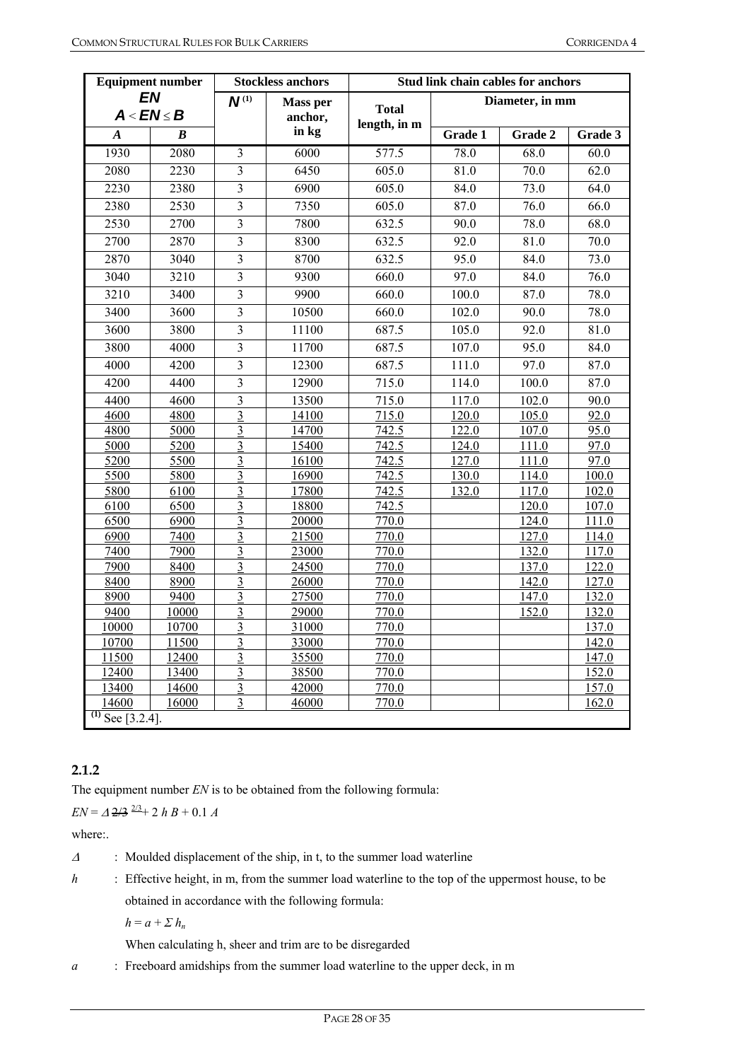| Equipment number *EN* $A < EN \le B$ | | Stockless anchors | | Stud link chain cables for anchors | | | |
|---|---|---|---|---|---|---|---|
| | | $N$ (1) | Mass per anchor, in kg | Total length, in m | Diameter, in mm | | |
| *A* | *B* | | | | Grade 1 | Grade 2 | Grade 3 |
| 1930 | 2080 | 3 | 6000 | 577.5 | 78.0 | 68.0 | 60.0 |
| 2080 | 2230 | 3 | 6450 | 605.0 | 81.0 | 70.0 | 62.0 |
| 2230 | 2380 | 3 | 6900 | 605.0 | 84.0 | 73.0 | 64.0 |
| 2380 | 2530 | 3 | 7350 | 605.0 | 87.0 | 76.0 | 66.0 |
| 2530 | 2700 | 3 | 7800 | 632.5 | 90.0 | 78.0 | 68.0 |
| 2700 | 2870 | 3 | 8300 | 632.5 | 92.0 | 81.0 | 70.0 |
| 2870 | 3040 | 3 | 8700 | 632.5 | 95.0 | 84.0 | 73.0 |
| 3040 | 3210 | 3 | 9300 | 660.0 | 97.0 | 84.0 | 76.0 |
| 3210 | 3400 | 3 | 9900 | 660.0 | 100.0 | 87.0 | 78.0 |
| 3400 | 3600 | 3 | 10500 | 660.0 | 102.0 | 90.0 | 78.0 |
| 3600 | 3800 | 3 | 11100 | 687.5 | 105.0 | 92.0 | 81.0 |
| 3800 | 4000 | 3 | 11700 | 687.5 | 107.0 | 95.0 | 84.0 |
| 4000 | 4200 | 3 | 12300 | 687.5 | 111.0 | 97.0 | 87.0 |
| 4200 | 4400 | 3 | 12900 | 715.0 | 114.0 | 100.0 | 87.0 |
| 4400 | 4600 | 3 | 13500 | 715.0 | 117.0 | 102.0 | 90.0 |
| 4600 | 4800 | 3 | 14100 | 715.0 | 120.0 | 105.0 | 92.0 |
| 4800 | 5000 | 3 | 14700 | 742.5 | 122.0 | 107.0 | 95.0 |
| 5000 | 5200 | 3 | 15400 | 742.5 | 124.0 | 111.0 | 97.0 |
| 5200 | 5500 | 3 | 16100 | 742.5 | 127.0 | 111.0 | 97.0 |
| 5500 | 5800 | 3 | 16900 | 742.5 | 130.0 | 114.0 | 100.0 |
| 5800 | 6100 | 3 | 17800 | 742.5 | 132.0 | 117.0 | 102.0 |
| 6100 | 6500 | 3 | 18800 | 742.5 | | 120.0 | 107.0 |
| 6500 | 6900 | 3 | 20000 | 770.0 | | 124.0 | 111.0 |
| 6900 | 7400 | 3 | 21500 | 770.0 | | 127.0 | 114.0 |
| 7400 | 7900 | 3 | 23000 | 770.0 | | 132.0 | 117.0 |
| 7900 | 8400 | 3 | 24500 | 770.0 | | 137.0 | 122.0 |
| 8400 | 8900 | 3 | 26000 | 770.0 | | 142.0 | 127.0 |
| 8900 | 9400 | 3 | 27500 | 770.0 | | 147.0 | 132.0 |
| 9400 | 10000 | 3 | 29000 | 770.0 | | 152.0 | 132.0 |
| 10000 | 10700 | 3 | 31000 | 770.0 | | | 137.0 |
| 10700 | 11500 | 3 | 33000 | 770.0 | | | 142.0 |
| 11500 | 12400 | 3 | 35500 | 770.0 | | | 147.0 |
| 12400 | 13400 | 3 | 38500 | 770.0 | | | 152.0 |
| 13400 | 14600 | 3 | 42000 | 770.0 | | | 157.0 |
| 14600 | 16000 | 3 | 46000 | 770.0 | | | 162.0 |

(1) See [3.2.4].

### 2.1.2

The equipment number *EN* is to be obtained from the following formula:

$EN = \Delta^{2/3} + 2\,h\,B + 0.1\,A$

where:.

$\Delta$ : Moulded displacement of the ship, in t, to the summer load waterline

$h$ : Effective height, in m, from the summer load waterline to the top of the uppermost house, to be obtained in accordance with the following formula:

$h = a + \Sigma\, h_n$

When calculating h, sheer and trim are to be disregarded

$a$ : Freeboard amidships from the summer load waterline to the upper deck, in m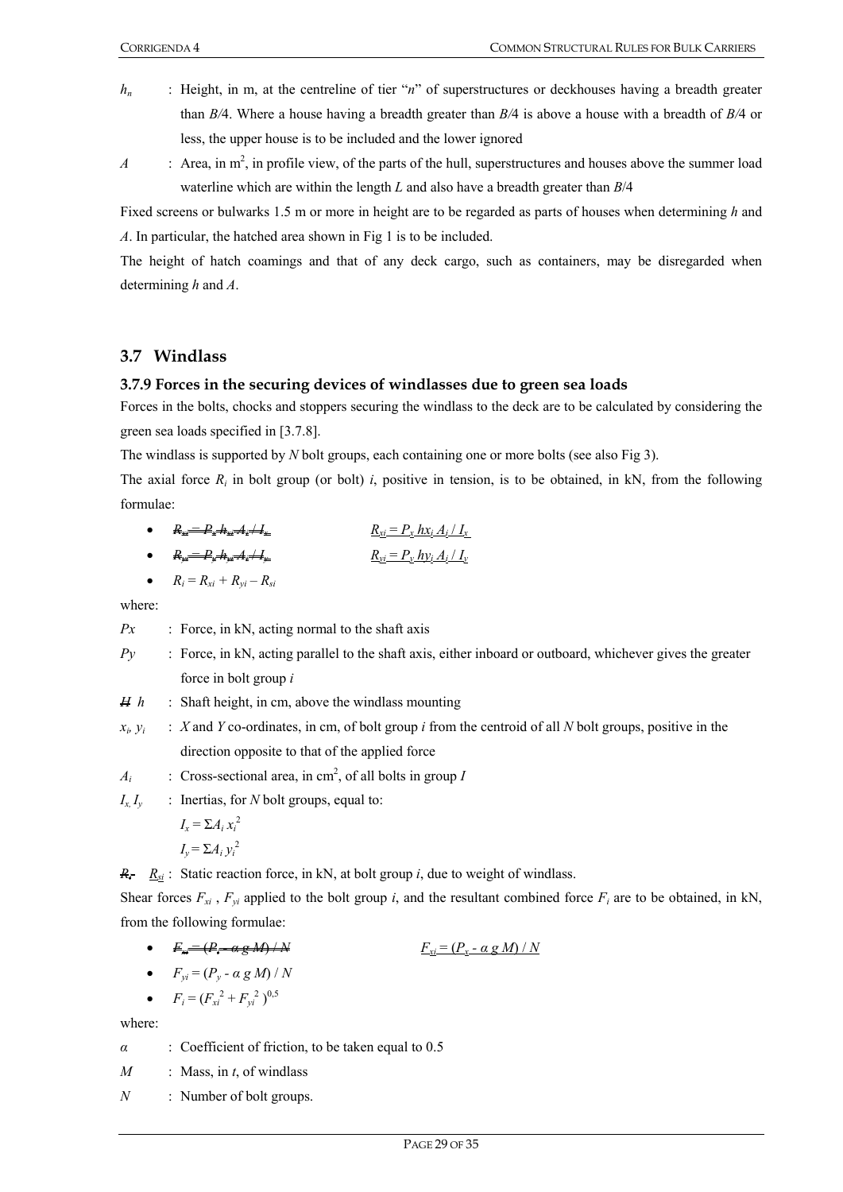$h_n$ : Height, in m, at the centreline of tier "$n$" of superstructures or deckhouses having a breadth greater than $B/4$. Where a house having a breadth greater than $B/4$ is above a house with a breadth of $B/4$ or less, the upper house is to be included and the lower ignored

$A$ : Area, in m$^2$, in profile view, of the parts of the hull, superstructures and houses above the summer load waterline which are within the length $L$ and also have a breadth greater than $B/4$

Fixed screens or bulwarks 1.5 m or more in height are to be regarded as parts of houses when determining $h$ and $A$. In particular, the hatched area shown in Fig 1 is to be included.

The height of hatch coamings and that of any deck cargo, such as containers, may be disregarded when determining $h$ and $A$.

## 3.7 Windlass

### 3.7.9 Forces in the securing devices of windlasses due to green sea loads

Forces in the bolts, chocks and stoppers securing the windlass to the deck are to be calculated by considering the green sea loads specified in [3.7.8].

The windlass is supported by $N$ bolt groups, each containing one or more bolts (see also Fig 3).

The axial force $R_i$ in bolt group (or bolt) $i$, positive in tension, is to be obtained, in kN, from the following formulae:

- ~~$R_{xi} = P_x h_{xi} A_i / I_x$~~ $R_{xi} = P_x h x_i A_i / I_x$
- ~~$R_{yi} = P_y h_{yi} A_i / I_y$~~ $R_{yi} = P_y h y_i A_i / I_y$
- $R_i = R_{xi} + R_{yi} - R_{si}$

where:

$Px$ : Force, in kN, acting normal to the shaft axis

$Py$ : Force, in kN, acting parallel to the shaft axis, either inboard or outboard, whichever gives the greater force in bolt group $i$

~~$H$~~ $h$ : Shaft height, in cm, above the windlass mounting

$x_i$, $y_i$ : $X$ and $Y$ co-ordinates, in cm, of bolt group $i$ from the centroid of all $N$ bolt groups, positive in the direction opposite to that of the applied force

$A_i$ : Cross-sectional area, in cm$^2$, of all bolts in group $I$

$I_x$, $I_y$ : Inertias, for $N$ bolt groups, equal to:

$I_x = \Sigma A_i \, x_i^2$

$I_y = \Sigma A_i \, y_i^2$

~~$R_i$~~ $R_{si}$ : Static reaction force, in kN, at bolt group $i$, due to weight of windlass.

Shear forces $F_{xi}$ , $F_{yi}$ applied to the bolt group $i$, and the resultant combined force $F_i$ are to be obtained, in kN, from the following formulae:

- ~~$F_{xi} = (P_x - \alpha\, g\, M) / N$~~ $F_{xi} = (P_x - \alpha\, g\, M) / N$
- $F_{yi} = (P_y - \alpha\, g\, M) / N$
- $F_i = (F_{xi}^{\,2} + F_{yi}^{\,2})^{0,5}$

where:

$\alpha$ : Coefficient of friction, to be taken equal to 0.5

$M$ : Mass, in $t$, of windlass

$N$ : Number of bolt groups.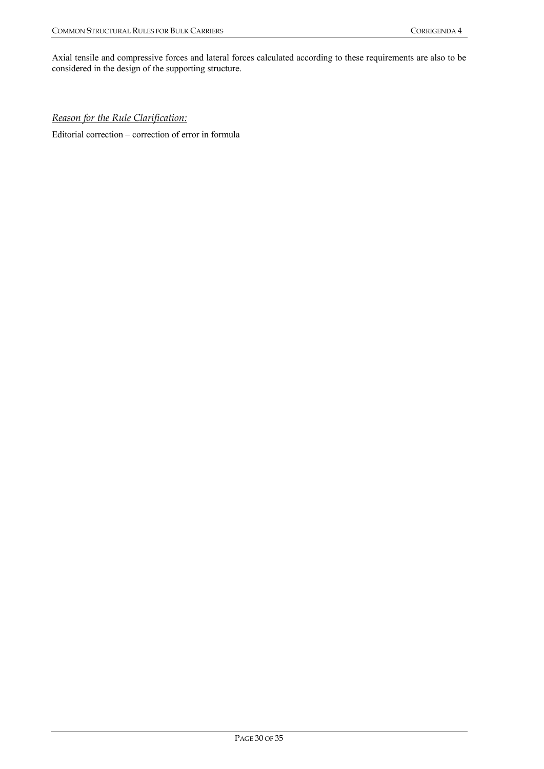Axial tensile and compressive forces and lateral forces calculated according to these requirements are also to be considered in the design of the supporting structure.

*Reason for the Rule Clarification:*

Editorial correction – correction of error in formula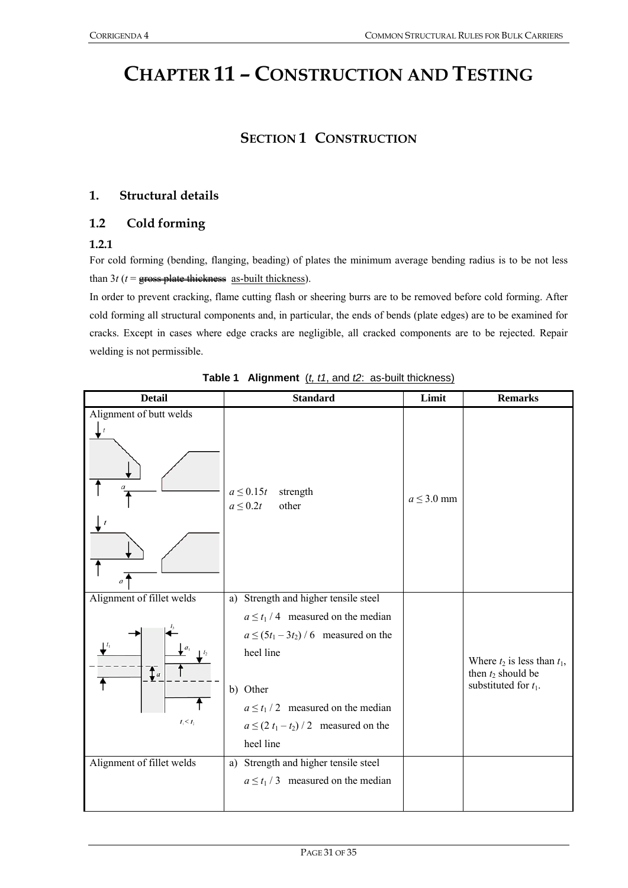# CHAPTER 11 – CONSTRUCTION AND TESTING

## SECTION 1 CONSTRUCTION

### 1. Structural details

### 1.2 Cold forming

#### 1.2.1

For cold forming (bending, flanging, beading) of plates the minimum average bending radius is to be not less than $3t$ ($t$ = ~~gross plate thickness~~ as-built thickness).

In order to prevent cracking, flame cutting flash or sheering burrs are to be removed before cold forming. After cold forming all structural components and, in particular, the ends of bends (plate edges) are to be examined for cracks. Except in cases where edge cracks are negligible, all cracked components are to be rejected. Repair welding is not permissible.

**Table 1 Alignment** ($t$, $t1$, and $t2$: as-built thickness)

| Detail | Standard | Limit | Remarks |
|---|---|---|---|
| Alignment of butt welds | $a \le 0.15t$ strength<br>$a \le 0.2t$ other | $a \le 3.0$ mm | |
| Alignment of fillet welds | a) Strength and higher tensile steel<br>$a \le t_1 / 4$ measured on the median<br>$a \le (5t_1 - 3t_2) / 6$ measured on the heel line<br><br>b) Other<br>$a \le t_1 / 2$ measured on the median<br>$a \le (2\,t_1 - t_2) / 2$ measured on the heel line | | Where $t_2$ is less than $t_1$, then $t_2$ should be substituted for $t_1$. |
| Alignment of fillet welds | a) Strength and higher tensile steel<br>$a \le t_1 / 3$ measured on the median | | |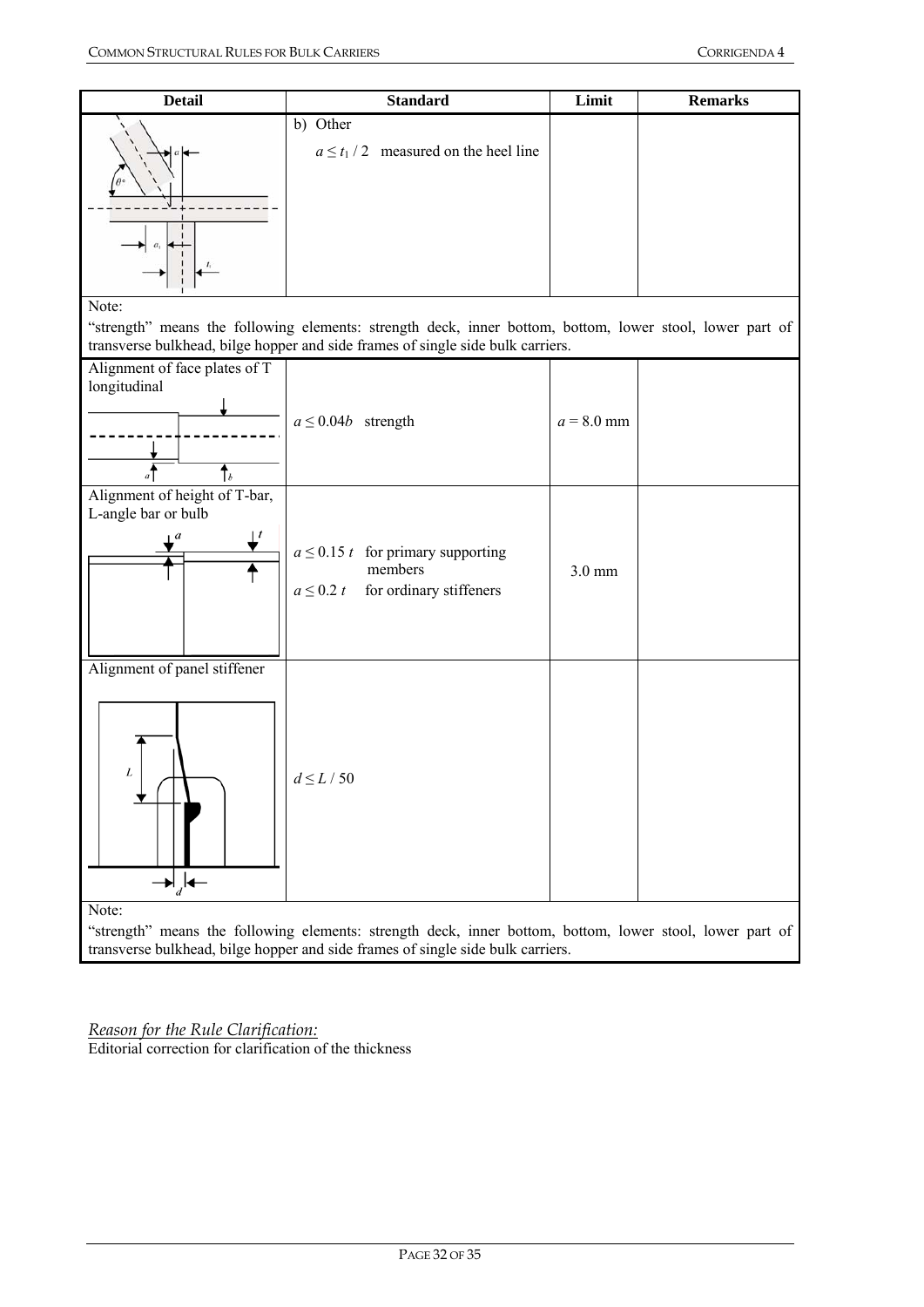| Detail | Standard | Limit | Remarks |
|---|---|---|---|
| | b) Other<br>$a \le t_1 / 2$ measured on the heel line | | |
| Note:<br>"strength" means the following elements: strength deck, inner bottom, bottom, lower stool, lower part of transverse bulkhead, bilge hopper and side frames of single side bulk carriers. | | | |
| Alignment of face plates of T longitudinal | $a \le 0.04b$ strength | $a = 8.0$ mm | |
| Alignment of height of T-bar, L-angle bar or bulb | $a \le 0.15\,t$ for primary supporting members<br>$a \le 0.2\,t$ for ordinary stiffeners | 3.0 mm | |
| Alignment of panel stiffener | $d \le L / 50$ | | |
| Note:<br>"strength" means the following elements: strength deck, inner bottom, bottom, lower stool, lower part of transverse bulkhead, bilge hopper and side frames of single side bulk carriers. | | | |

*Reason for the Rule Clarification:*
Editorial correction for clarification of the thickness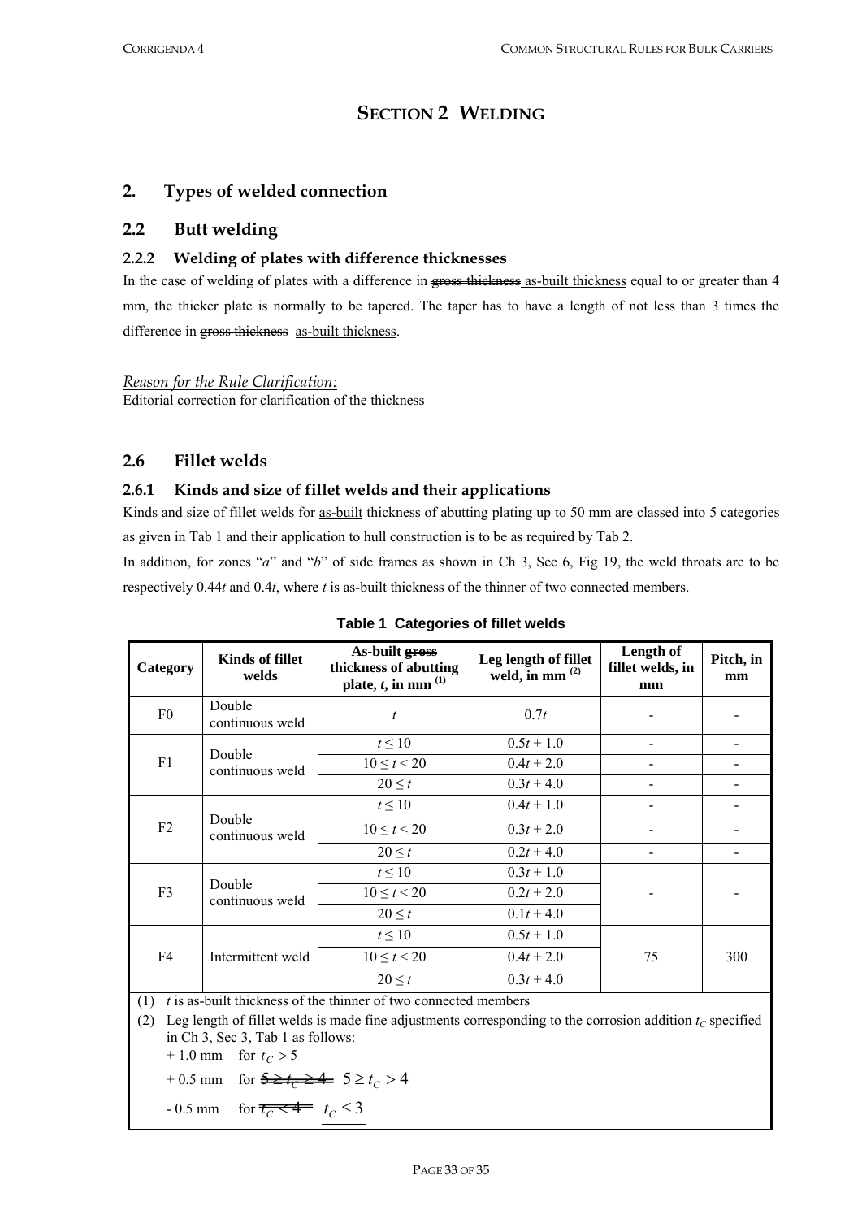# SECTION 2 WELDING

## 2. Types of welded connection

## 2.2 Butt welding

### 2.2.2 Welding of plates with difference thicknesses

In the case of welding of plates with a difference in ~~gross thickness~~ as-built thickness equal to or greater than 4 mm, the thicker plate is normally to be tapered. The taper has to have a length of not less than 3 times the difference in ~~gross thickness~~ as-built thickness.

*Reason for the Rule Clarification:*
Editorial correction for clarification of the thickness

## 2.6 Fillet welds

### 2.6.1 Kinds and size of fillet welds and their applications

Kinds and size of fillet welds for as-built thickness of abutting plating up to 50 mm are classed into 5 categories as given in Tab 1 and their application to hull construction is to be as required by Tab 2.

In addition, for zones "*a*" and "*b*" of side frames as shown in Ch 3, Sec 6, Fig 19, the weld throats are to be respectively $0.44t$ and $0.4t$, where $t$ is as-built thickness of the thinner of two connected members.

**Table 1 Categories of fillet welds**

| Category | Kinds of fillet welds | As-built ~~gross~~ thickness of abutting plate, $t$, in mm [(1)] | Leg length of fillet weld, in mm [(2)] | Length of fillet welds, in mm | Pitch, in mm |
|---|---|---|---|---|---|
| F0 | Double continuous weld | $t$ | $0.7t$ | - | - |
| F1 | Double continuous weld | $t \leq 10$ | $0.5t + 1.0$ | - | - |
| | | $10 \leq t < 20$ | $0.4t + 2.0$ | - | - |
| | | $20 \leq t$ | $0.3t + 4.0$ | - | - |
| F2 | Double continuous weld | $t \leq 10$ | $0.4t + 1.0$ | - | - |
| | | $10 \leq t < 20$ | $0.3t + 2.0$ | - | - |
| | | $20 \leq t$ | $0.2t + 4.0$ | - | - |
| F3 | Double continuous weld | $t \leq 10$ | $0.3t + 1.0$ | - | - |
| | | $10 \leq t < 20$ | $0.2t + 2.0$ | | |
| | | $20 \leq t$ | $0.1t + 4.0$ | | |
| F4 | Intermittent weld | $t \leq 10$ | $0.5t + 1.0$ | 75 | 300 |
| | | $10 \leq t < 20$ | $0.4t + 2.0$ | | |
| | | $20 \leq t$ | $0.3t + 4.0$ | | |

(1) $t$ is as-built thickness of the thinner of two connected members

(2) Leg length of fillet welds is made fine adjustments corresponding to the corrosion addition $t_C$ specified in Ch 3, Sec 3, Tab 1 as follows:
+ 1.0 mm for $t_C > 5$
+ 0.5 mm for ~~$5 \geq t_C \geq 4$~~ $5 \geq t_C > 4$
- 0.5 mm for ~~$t_C < 4$~~ $t_C \leq 3$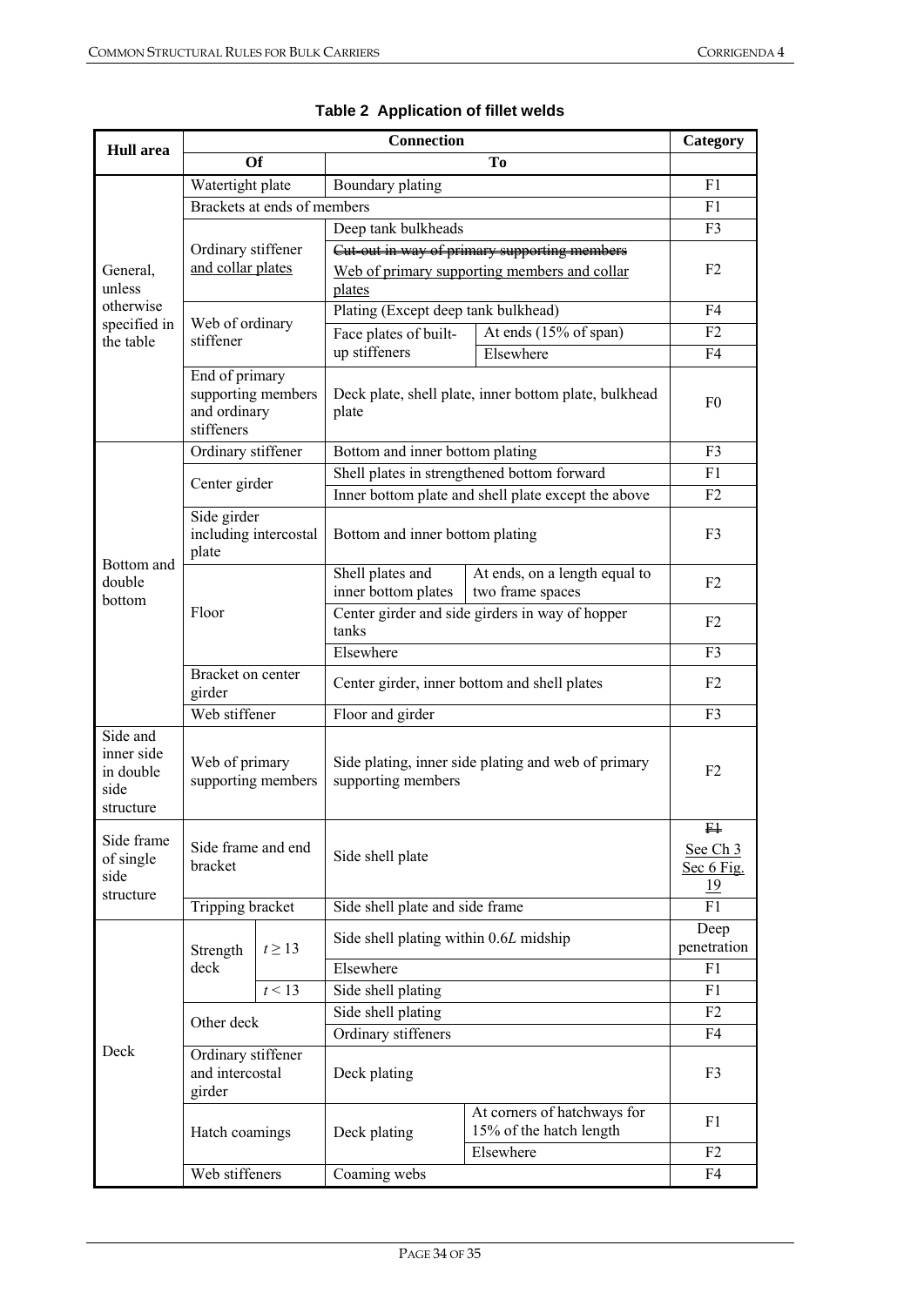**Table 2 Application of fillet welds**

| Hull area | Connection | | | | Category |
|---|---|---|---|---|---|
| | Of | | To | | |
| General, unless otherwise specified in the table | Watertight plate | | Boundary plating | | F1 |
| | Brackets at ends of members | | | | F1 |
| | Ordinary stiffener and collar plates | | Deep tank bulkheads | | F3 |
| | | | ~~Cut-out in way of primary supporting members~~ Web of primary supporting members and collar plates | | F2 |
| | Web of ordinary stiffener | | Plating (Except deep tank bulkhead) | | F4 |
| | | | Face plates of built-up stiffeners | At ends (15% of span) | F2 |
| | | | | Elsewhere | F4 |
| | End of primary supporting members and ordinary stiffeners | | Deck plate, shell plate, inner bottom plate, bulkhead plate | | F0 |
| Bottom and double bottom | Ordinary stiffener | | Bottom and inner bottom plating | | F3 |
| | Center girder | | Shell plates in strengthened bottom forward | | F1 |
| | | | Inner bottom plate and shell plate except the above | | F2 |
| | Side girder including intercostal plate | | Bottom and inner bottom plating | | F3 |
| | Floor | | Shell plates and inner bottom plates | At ends, on a length equal to two frame spaces | F2 |
| | | | Center girder and side girders in way of hopper tanks | | F2 |
| | | | Elsewhere | | F3 |
| | Bracket on center girder | | Center girder, inner bottom and shell plates | | F2 |
| | Web stiffener | | Floor and girder | | F3 |
| Side and inner side in double side structure | Web of primary supporting members | | Side plating, inner side plating and web of primary supporting members | | F2 |
| Side frame of single side structure | Side frame and end bracket | | Side shell plate | | ~~F1~~ See Ch 3 Sec 6 Fig. 19 |
| | Tripping bracket | | Side shell plate and side frame | | F1 |
| Deck | Strength deck | $t \geq 13$ | Side shell plating within 0.6*L* midship | | Deep penetration |
| | | | Elsewhere | | F1 |
| | | $t < 13$ | Side shell plating | | F1 |
| | Other deck | | Side shell plating | | F2 |
| | | | Ordinary stiffeners | | F4 |
| | Ordinary stiffener and intercostal girder | | Deck plating | | F3 |
| | Hatch coamings | | Deck plating | At corners of hatchways for 15% of the hatch length | F1 |
| | | | | Elsewhere | F2 |
| | Web stiffeners | | Coaming webs | | F4 |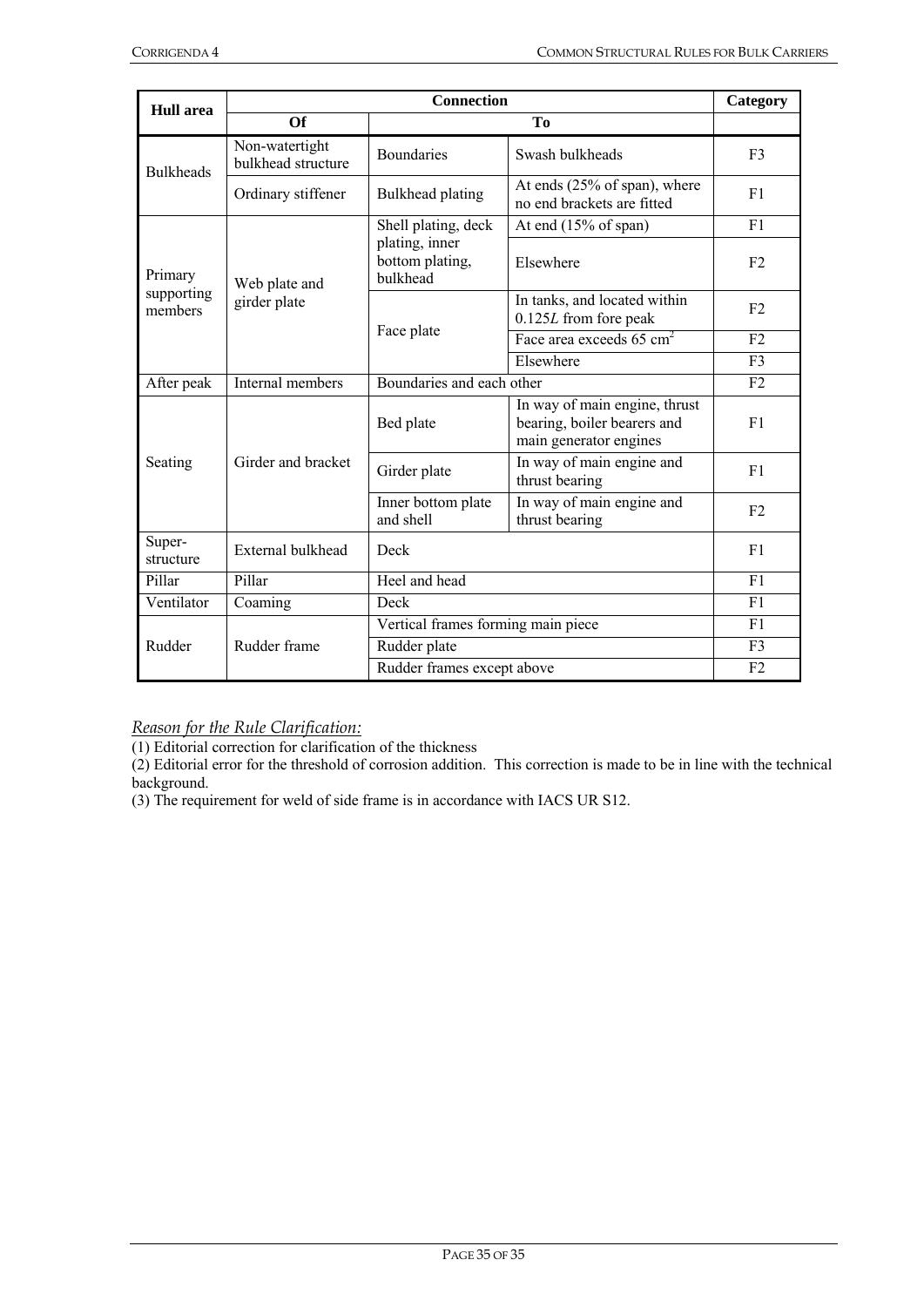| Hull area | Connection | | | Category |
|---|---|---|---|---|
| | Of | To | | |
| Bulkheads | Non-watertight bulkhead structure | Boundaries | Swash bulkheads | F3 |
| | Ordinary stiffener | Bulkhead plating | At ends (25% of span), where no end brackets are fitted | F1 |
| Primary supporting members | Web plate and girder plate | Shell plating, deck plating, inner bottom plating, bulkhead | At end (15% of span) | F1 |
| | | | Elsewhere | F2 |
| | | Face plate | In tanks, and located within 0.125$L$ from fore peak | F2 |
| | | | Face area exceeds 65 cm$^2$ | F2 |
| | | | Elsewhere | F3 |
| After peak | Internal members | Boundaries and each other | | F2 |
| Seating | Girder and bracket | Bed plate | In way of main engine, thrust bearing, boiler bearers and main generator engines | F1 |
| | | Girder plate | In way of main engine and thrust bearing | F1 |
| | | Inner bottom plate and shell | In way of main engine and thrust bearing | F2 |
| Super-structure | External bulkhead | Deck | | F1 |
| Pillar | Pillar | Heel and head | | F1 |
| Ventilator | Coaming | Deck | | F1 |
| Rudder | Rudder frame | Vertical frames forming main piece | | F1 |
| | | Rudder plate | | F3 |
| | | Rudder frames except above | | F2 |

*Reason for the Rule Clarification:*

(1) Editorial correction for clarification of the thickness

(2) Editorial error for the threshold of corrosion addition. This correction is made to be in line with the technical background.

(3) The requirement for weld of side frame is in accordance with IACS UR S12.